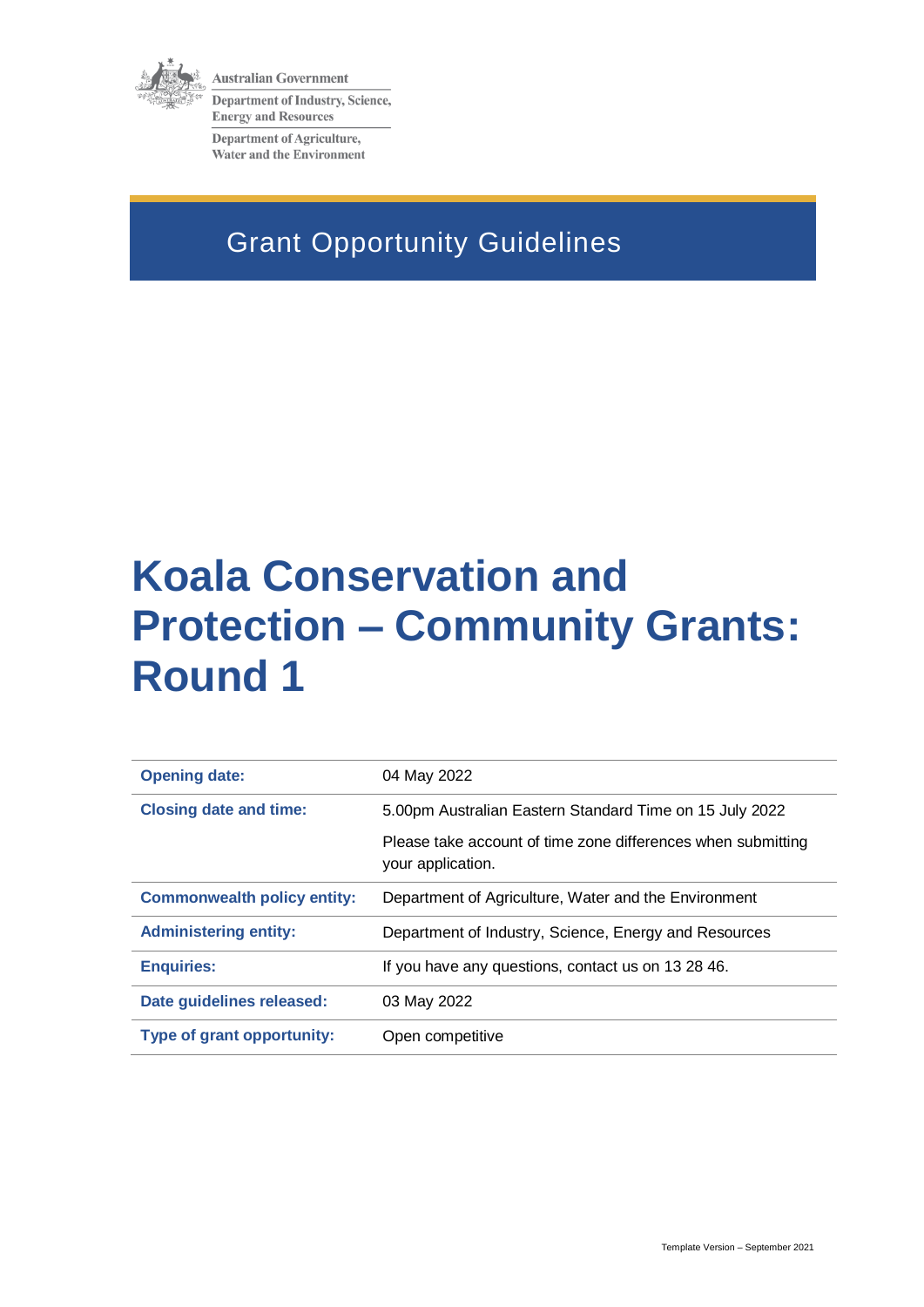Australian Government

Department of Industry, Science, Energy and Resources

Department of Agriculture, Water and the Environment

Grant Opportunity Guidelines

# Koala Conservation and Protection – Community Grants: Round 1

| | |
|---|---|
| **Opening date:** | 04 May 2022 |
| **Closing date and time:** | 5.00pm Australian Eastern Standard Time on 15 July 2022<br><br>Please take account of time zone differences when submitting your application. |
| **Commonwealth policy entity:** | Department of Agriculture, Water and the Environment |
| **Administering entity:** | Department of Industry, Science, Energy and Resources |
| **Enquiries:** | If you have any questions, contact us on 13 28 46. |
| **Date guidelines released:** | 03 May 2022 |
| **Type of grant opportunity:** | Open competitive |

Template Version – September 2021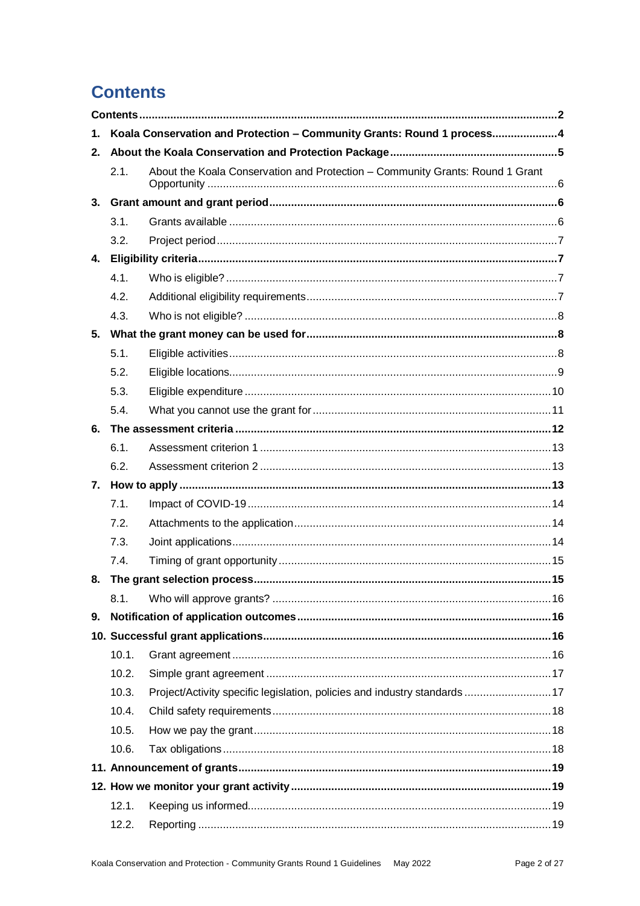# Contents

Contents ..... 2

1. Koala Conservation and Protection – Community Grants: Round 1 process ..... 4
2. About the Koala Conservation and Protection Package ..... 5
   - 2.1. About the Koala Conservation and Protection – Community Grants: Round 1 Grant Opportunity ..... 6
3. Grant amount and grant period ..... 6
   - 3.1. Grants available ..... 6
   - 3.2. Project period ..... 7
4. Eligibility criteria ..... 7
   - 4.1. Who is eligible? ..... 7
   - 4.2. Additional eligibility requirements ..... 7
   - 4.3. Who is not eligible? ..... 8
5. What the grant money can be used for ..... 8
   - 5.1. Eligible activities ..... 8
   - 5.2. Eligible locations ..... 9
   - 5.3. Eligible expenditure ..... 10
   - 5.4. What you cannot use the grant for ..... 11
6. The assessment criteria ..... 12
   - 6.1. Assessment criterion 1 ..... 13
   - 6.2. Assessment criterion 2 ..... 13
7. How to apply ..... 13
   - 7.1. Impact of COVID-19 ..... 14
   - 7.2. Attachments to the application ..... 14
   - 7.3. Joint applications ..... 14
   - 7.4. Timing of grant opportunity ..... 15
8. The grant selection process ..... 15
   - 8.1. Who will approve grants? ..... 16
9. Notification of application outcomes ..... 16
10. Successful grant applications ..... 16
    - 10.1. Grant agreement ..... 16
    - 10.2. Simple grant agreement ..... 17
    - 10.3. Project/Activity specific legislation, policies and industry standards ..... 17
    - 10.4. Child safety requirements ..... 18
    - 10.5. How we pay the grant ..... 18
    - 10.6. Tax obligations ..... 18
11. Announcement of grants ..... 19
12. How we monitor your grant activity ..... 19
    - 12.1. Keeping us informed ..... 19
    - 12.2. Reporting ..... 19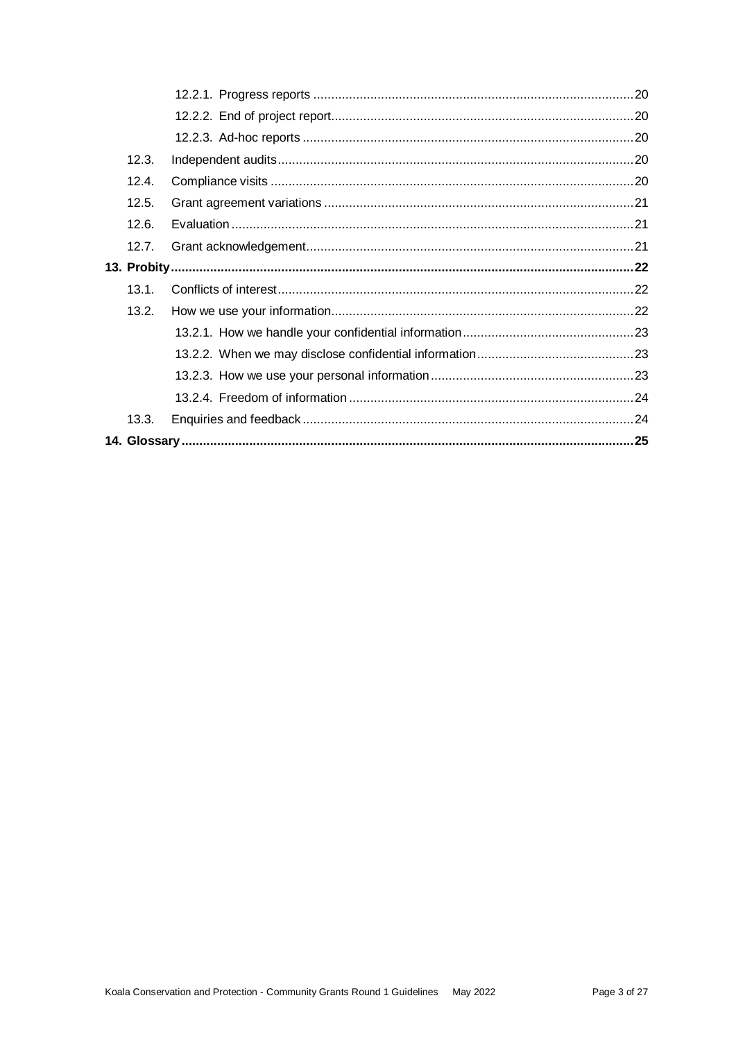- 12.2.1. Progress reports ....... 20
- 12.2.2. End of project report ....... 20
- 12.2.3. Ad-hoc reports ....... 20
- 12.3. Independent audits ....... 20
- 12.4. Compliance visits ....... 20
- 12.5. Grant agreement variations ....... 21
- 12.6. Evaluation ....... 21
- 12.7. Grant acknowledgement ....... 21

**13. Probity ....... 22**

- 13.1. Conflicts of interest ....... 22
- 13.2. How we use your information ....... 22
- 13.2.1. How we handle your confidential information ....... 23
- 13.2.2. When we may disclose confidential information ....... 23
- 13.2.3. How we use your personal information ....... 23
- 13.2.4. Freedom of information ....... 24
- 13.3. Enquiries and feedback ....... 24

**14. Glossary ....... 25**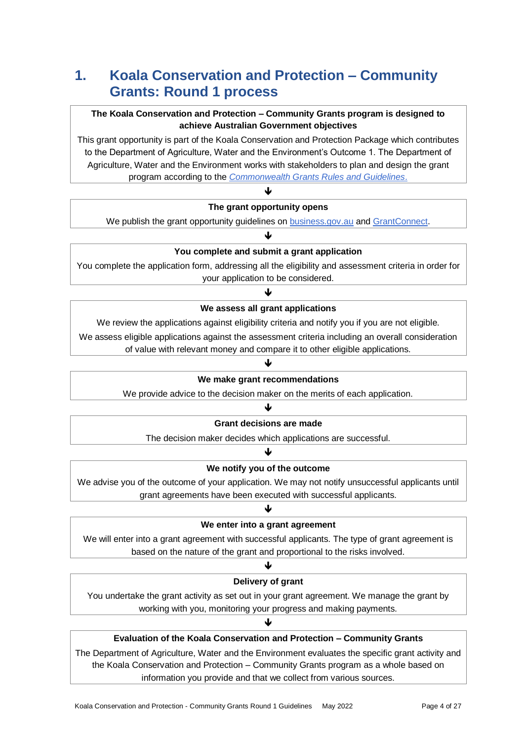# 1. Koala Conservation and Protection – Community Grants: Round 1 process

**The Koala Conservation and Protection – Community Grants program is designed to achieve Australian Government objectives**

This grant opportunity is part of the Koala Conservation and Protection Package which contributes to the Department of Agriculture, Water and the Environment's Outcome 1. The Department of Agriculture, Water and the Environment works with stakeholders to plan and design the grant program according to the *Commonwealth Grants Rules and Guidelines*.

↓

**The grant opportunity opens**

We publish the grant opportunity guidelines on business.gov.au and GrantConnect.

↓

**You complete and submit a grant application**

You complete the application form, addressing all the eligibility and assessment criteria in order for your application to be considered.

↓

**We assess all grant applications**

We review the applications against eligibility criteria and notify you if you are not eligible.

We assess eligible applications against the assessment criteria including an overall consideration of value with relevant money and compare it to other eligible applications.

↓

**We make grant recommendations**

We provide advice to the decision maker on the merits of each application.

↓

**Grant decisions are made**

The decision maker decides which applications are successful.

↓

**We notify you of the outcome**

We advise you of the outcome of your application. We may not notify unsuccessful applicants until grant agreements have been executed with successful applicants.

↓

**We enter into a grant agreement**

We will enter into a grant agreement with successful applicants. The type of grant agreement is based on the nature of the grant and proportional to the risks involved.

↓

**Delivery of grant**

You undertake the grant activity as set out in your grant agreement. We manage the grant by working with you, monitoring your progress and making payments.

↓

**Evaluation of the Koala Conservation and Protection – Community Grants**

The Department of Agriculture, Water and the Environment evaluates the specific grant activity and the Koala Conservation and Protection – Community Grants program as a whole based on information you provide and that we collect from various sources.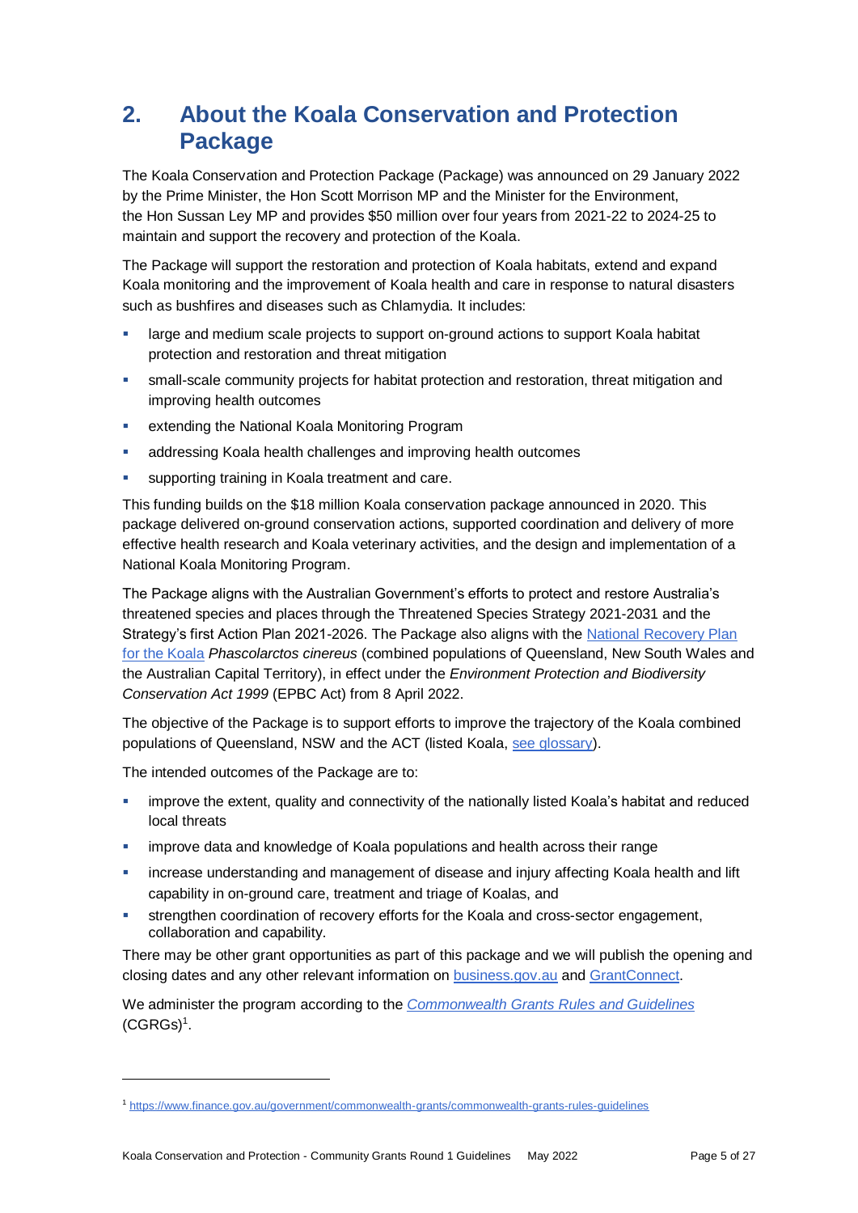## 2. About the Koala Conservation and Protection Package

The Koala Conservation and Protection Package (Package) was announced on 29 January 2022 by the Prime Minister, the Hon Scott Morrison MP and the Minister for the Environment, the Hon Sussan Ley MP and provides $50 million over four years from 2021-22 to 2024-25 to maintain and support the recovery and protection of the Koala.

The Package will support the restoration and protection of Koala habitats, extend and expand Koala monitoring and the improvement of Koala health and care in response to natural disasters such as bushfires and diseases such as Chlamydia. It includes:

- large and medium scale projects to support on-ground actions to support Koala habitat protection and restoration and threat mitigation
- small-scale community projects for habitat protection and restoration, threat mitigation and improving health outcomes
- extending the National Koala Monitoring Program
- addressing Koala health challenges and improving health outcomes
- supporting training in Koala treatment and care.

This funding builds on the $18 million Koala conservation package announced in 2020. This package delivered on-ground conservation actions, supported coordination and delivery of more effective health research and Koala veterinary activities, and the design and implementation of a National Koala Monitoring Program.

The Package aligns with the Australian Government's efforts to protect and restore Australia's threatened species and places through the Threatened Species Strategy 2021-2031 and the Strategy's first Action Plan 2021-2026. The Package also aligns with the National Recovery Plan for the Koala *Phascolarctos cinereus* (combined populations of Queensland, New South Wales and the Australian Capital Territory), in effect under the *Environment Protection and Biodiversity Conservation Act 1999* (EPBC Act) from 8 April 2022.

The objective of the Package is to support efforts to improve the trajectory of the Koala combined populations of Queensland, NSW and the ACT (listed Koala, see glossary).

The intended outcomes of the Package are to:

- improve the extent, quality and connectivity of the nationally listed Koala's habitat and reduced local threats
- improve data and knowledge of Koala populations and health across their range
- increase understanding and management of disease and injury affecting Koala health and lift capability in on-ground care, treatment and triage of Koalas, and
- strengthen coordination of recovery efforts for the Koala and cross-sector engagement, collaboration and capability.

There may be other grant opportunities as part of this package and we will publish the opening and closing dates and any other relevant information on business.gov.au and GrantConnect.

We administer the program according to the *Commonwealth Grants Rules and Guidelines* (CGRGs)[1].

---

[1] https://www.finance.gov.au/government/commonwealth-grants/commonwealth-grants-rules-guidelines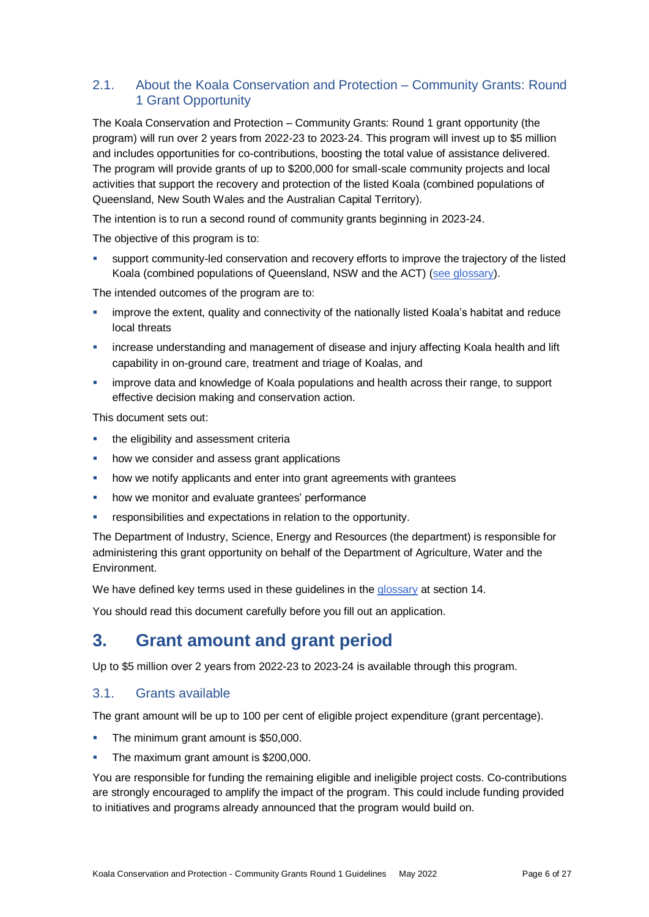### 2.1. About the Koala Conservation and Protection – Community Grants: Round 1 Grant Opportunity

The Koala Conservation and Protection – Community Grants: Round 1 grant opportunity (the program) will run over 2 years from 2022-23 to 2023-24. This program will invest up to $5 million and includes opportunities for co-contributions, boosting the total value of assistance delivered. The program will provide grants of up to $200,000 for small-scale community projects and local activities that support the recovery and protection of the listed Koala (combined populations of Queensland, New South Wales and the Australian Capital Territory).

The intention is to run a second round of community grants beginning in 2023-24.

The objective of this program is to:

- support community-led conservation and recovery efforts to improve the trajectory of the listed Koala (combined populations of Queensland, NSW and the ACT) (see glossary).

The intended outcomes of the program are to:

- improve the extent, quality and connectivity of the nationally listed Koala's habitat and reduce local threats
- increase understanding and management of disease and injury affecting Koala health and lift capability in on-ground care, treatment and triage of Koalas, and
- improve data and knowledge of Koala populations and health across their range, to support effective decision making and conservation action.

This document sets out:

- the eligibility and assessment criteria
- how we consider and assess grant applications
- how we notify applicants and enter into grant agreements with grantees
- how we monitor and evaluate grantees' performance
- responsibilities and expectations in relation to the opportunity.

The Department of Industry, Science, Energy and Resources (the department) is responsible for administering this grant opportunity on behalf of the Department of Agriculture, Water and the Environment.

We have defined key terms used in these guidelines in the glossary at section 14.

You should read this document carefully before you fill out an application.

## 3. Grant amount and grant period

Up to $5 million over 2 years from 2022-23 to 2023-24 is available through this program.

### 3.1. Grants available

The grant amount will be up to 100 per cent of eligible project expenditure (grant percentage).

- The minimum grant amount is $50,000.
- The maximum grant amount is $200,000.

You are responsible for funding the remaining eligible and ineligible project costs. Co-contributions are strongly encouraged to amplify the impact of the program. This could include funding provided to initiatives and programs already announced that the program would build on.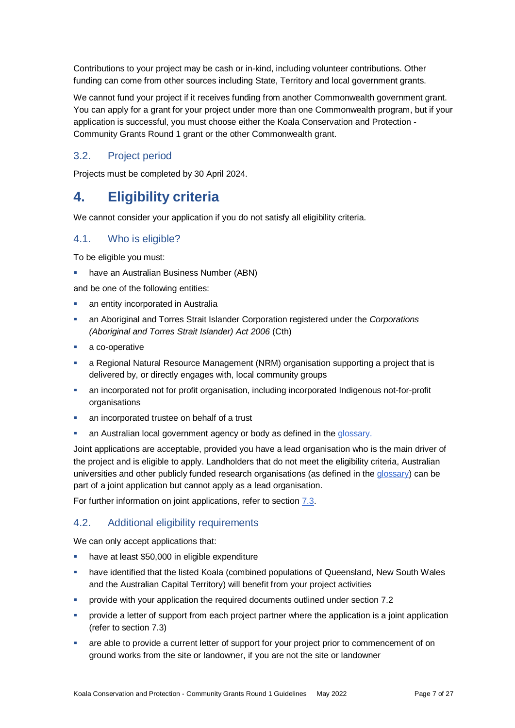Contributions to your project may be cash or in-kind, including volunteer contributions. Other funding can come from other sources including State, Territory and local government grants.

We cannot fund your project if it receives funding from another Commonwealth government grant. You can apply for a grant for your project under more than one Commonwealth program, but if your application is successful, you must choose either the Koala Conservation and Protection - Community Grants Round 1 grant or the other Commonwealth grant.

### 3.2. Project period

Projects must be completed by 30 April 2024.

## 4. Eligibility criteria

We cannot consider your application if you do not satisfy all eligibility criteria.

### 4.1. Who is eligible?

To be eligible you must:

- have an Australian Business Number (ABN)

and be one of the following entities:

- an entity incorporated in Australia
- an Aboriginal and Torres Strait Islander Corporation registered under the *Corporations (Aboriginal and Torres Strait Islander) Act 2006* (Cth)
- a co-operative
- a Regional Natural Resource Management (NRM) organisation supporting a project that is delivered by, or directly engages with, local community groups
- an incorporated not for profit organisation, including incorporated Indigenous not-for-profit organisations
- an incorporated trustee on behalf of a trust
- an Australian local government agency or body as defined in the glossary.

Joint applications are acceptable, provided you have a lead organisation who is the main driver of the project and is eligible to apply. Landholders that do not meet the eligibility criteria, Australian universities and other publicly funded research organisations (as defined in the glossary) can be part of a joint application but cannot apply as a lead organisation.

For further information on joint applications, refer to section 7.3.

### 4.2. Additional eligibility requirements

We can only accept applications that:

- have at least $50,000 in eligible expenditure
- have identified that the listed Koala (combined populations of Queensland, New South Wales and the Australian Capital Territory) will benefit from your project activities
- provide with your application the required documents outlined under section 7.2
- provide a letter of support from each project partner where the application is a joint application (refer to section 7.3)
- are able to provide a current letter of support for your project prior to commencement of on ground works from the site or landowner, if you are not the site or landowner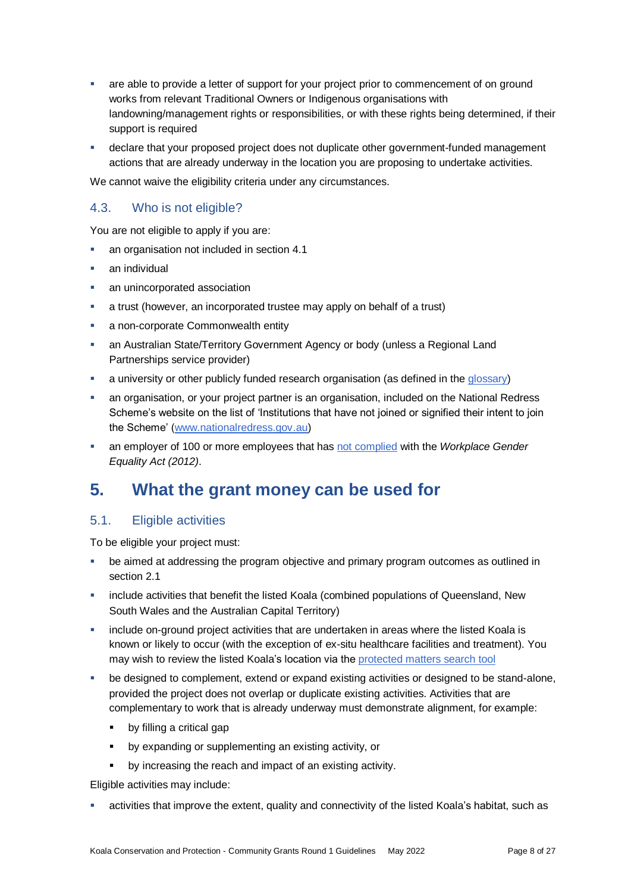- are able to provide a letter of support for your project prior to commencement of on ground works from relevant Traditional Owners or Indigenous organisations with landowning/management rights or responsibilities, or with these rights being determined, if their support is required
- declare that your proposed project does not duplicate other government-funded management actions that are already underway in the location you are proposing to undertake activities.

We cannot waive the eligibility criteria under any circumstances.

### 4.3. Who is not eligible?

You are not eligible to apply if you are:

- an organisation not included in section 4.1
- an individual
- an unincorporated association
- a trust (however, an incorporated trustee may apply on behalf of a trust)
- a non-corporate Commonwealth entity
- an Australian State/Territory Government Agency or body (unless a Regional Land Partnerships service provider)
- a university or other publicly funded research organisation (as defined in the glossary)
- an organisation, or your project partner is an organisation, included on the National Redress Scheme's website on the list of 'Institutions that have not joined or signified their intent to join the Scheme' (www.nationalredress.gov.au)
- an employer of 100 or more employees that has not complied with the *Workplace Gender Equality Act (2012)*.

## 5. What the grant money can be used for

### 5.1. Eligible activities

To be eligible your project must:

- be aimed at addressing the program objective and primary program outcomes as outlined in section 2.1
- include activities that benefit the listed Koala (combined populations of Queensland, New South Wales and the Australian Capital Territory)
- include on-ground project activities that are undertaken in areas where the listed Koala is known or likely to occur (with the exception of ex-situ healthcare facilities and treatment). You may wish to review the listed Koala's location via the protected matters search tool
- be designed to complement, extend or expand existing activities or designed to be stand-alone, provided the project does not overlap or duplicate existing activities. Activities that are complementary to work that is already underway must demonstrate alignment, for example:
  - by filling a critical gap
  - by expanding or supplementing an existing activity, or
  - by increasing the reach and impact of an existing activity.

Eligible activities may include:

- activities that improve the extent, quality and connectivity of the listed Koala's habitat, such as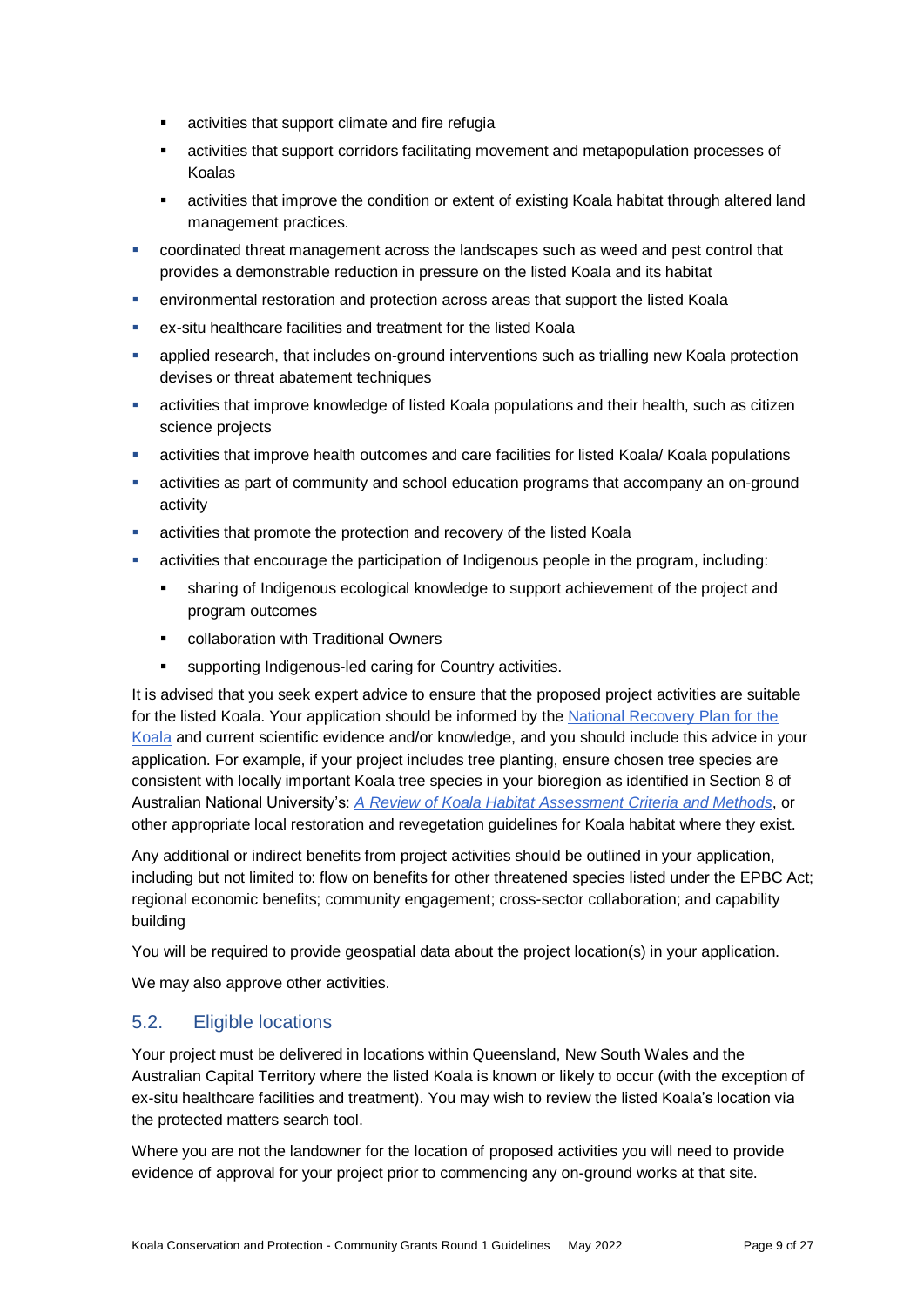- activities that support climate and fire refugia
    - activities that support corridors facilitating movement and metapopulation processes of Koalas
    - activities that improve the condition or extent of existing Koala habitat through altered land management practices.
- coordinated threat management across the landscapes such as weed and pest control that provides a demonstrable reduction in pressure on the listed Koala and its habitat
- environmental restoration and protection across areas that support the listed Koala
- ex-situ healthcare facilities and treatment for the listed Koala
- applied research, that includes on-ground interventions such as trialling new Koala protection devises or threat abatement techniques
- activities that improve knowledge of listed Koala populations and their health, such as citizen science projects
- activities that improve health outcomes and care facilities for listed Koala/ Koala populations
- activities as part of community and school education programs that accompany an on-ground activity
- activities that promote the protection and recovery of the listed Koala
- activities that encourage the participation of Indigenous people in the program, including:
    - sharing of Indigenous ecological knowledge to support achievement of the project and program outcomes
    - collaboration with Traditional Owners
    - supporting Indigenous-led caring for Country activities.

It is advised that you seek expert advice to ensure that the proposed project activities are suitable for the listed Koala. Your application should be informed by the National Recovery Plan for the Koala and current scientific evidence and/or knowledge, and you should include this advice in your application. For example, if your project includes tree planting, ensure chosen tree species are consistent with locally important Koala tree species in your bioregion as identified in Section 8 of Australian National University's: *A Review of Koala Habitat Assessment Criteria and Methods*, or other appropriate local restoration and revegetation guidelines for Koala habitat where they exist.

Any additional or indirect benefits from project activities should be outlined in your application, including but not limited to: flow on benefits for other threatened species listed under the EPBC Act; regional economic benefits; community engagement; cross-sector collaboration; and capability building

You will be required to provide geospatial data about the project location(s) in your application.

We may also approve other activities.

## 5.2. Eligible locations

Your project must be delivered in locations within Queensland, New South Wales and the Australian Capital Territory where the listed Koala is known or likely to occur (with the exception of ex-situ healthcare facilities and treatment). You may wish to review the listed Koala's location via the protected matters search tool.

Where you are not the landowner for the location of proposed activities you will need to provide evidence of approval for your project prior to commencing any on-ground works at that site.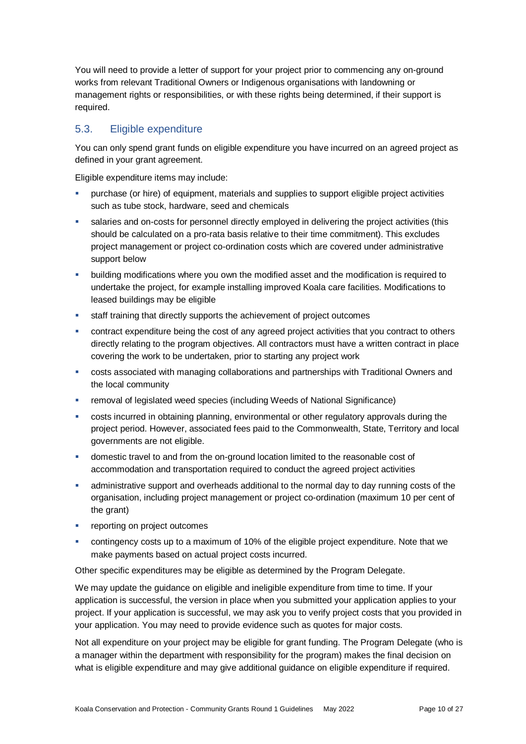You will need to provide a letter of support for your project prior to commencing any on-ground works from relevant Traditional Owners or Indigenous organisations with landowning or management rights or responsibilities, or with these rights being determined, if their support is required.

## 5.3. Eligible expenditure

You can only spend grant funds on eligible expenditure you have incurred on an agreed project as defined in your grant agreement.

Eligible expenditure items may include:

- purchase (or hire) of equipment, materials and supplies to support eligible project activities such as tube stock, hardware, seed and chemicals
- salaries and on-costs for personnel directly employed in delivering the project activities (this should be calculated on a pro-rata basis relative to their time commitment). This excludes project management or project co-ordination costs which are covered under administrative support below
- building modifications where you own the modified asset and the modification is required to undertake the project, for example installing improved Koala care facilities. Modifications to leased buildings may be eligible
- staff training that directly supports the achievement of project outcomes
- contract expenditure being the cost of any agreed project activities that you contract to others directly relating to the program objectives. All contractors must have a written contract in place covering the work to be undertaken, prior to starting any project work
- costs associated with managing collaborations and partnerships with Traditional Owners and the local community
- removal of legislated weed species (including Weeds of National Significance)
- costs incurred in obtaining planning, environmental or other regulatory approvals during the project period. However, associated fees paid to the Commonwealth, State, Territory and local governments are not eligible.
- domestic travel to and from the on-ground location limited to the reasonable cost of accommodation and transportation required to conduct the agreed project activities
- administrative support and overheads additional to the normal day to day running costs of the organisation, including project management or project co-ordination (maximum 10 per cent of the grant)
- reporting on project outcomes
- contingency costs up to a maximum of 10% of the eligible project expenditure. Note that we make payments based on actual project costs incurred.

Other specific expenditures may be eligible as determined by the Program Delegate.

We may update the guidance on eligible and ineligible expenditure from time to time. If your application is successful, the version in place when you submitted your application applies to your project. If your application is successful, we may ask you to verify project costs that you provided in your application. You may need to provide evidence such as quotes for major costs.

Not all expenditure on your project may be eligible for grant funding. The Program Delegate (who is a manager within the department with responsibility for the program) makes the final decision on what is eligible expenditure and may give additional guidance on eligible expenditure if required.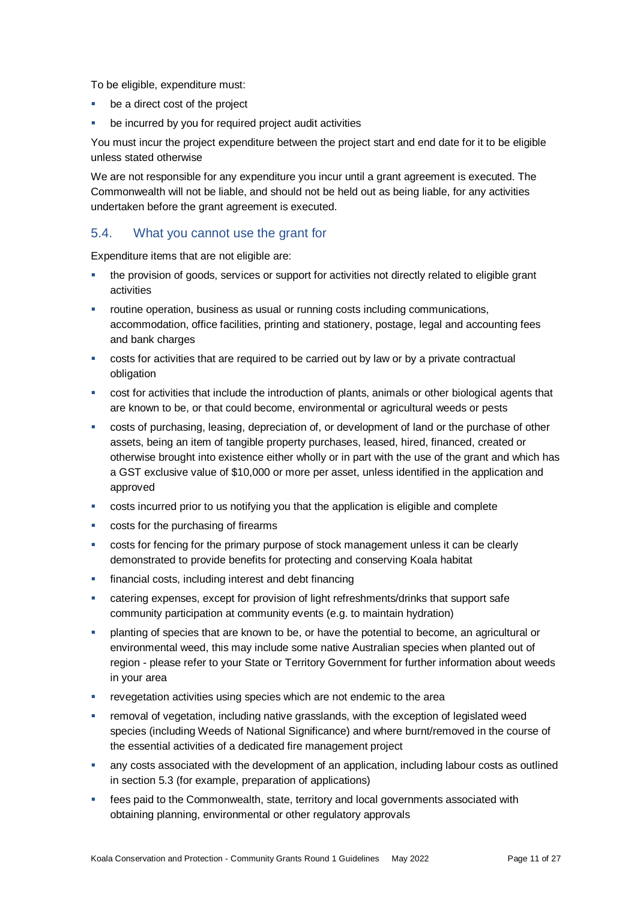To be eligible, expenditure must:

- be a direct cost of the project
- be incurred by you for required project audit activities

You must incur the project expenditure between the project start and end date for it to be eligible unless stated otherwise

We are not responsible for any expenditure you incur until a grant agreement is executed. The Commonwealth will not be liable, and should not be held out as being liable, for any activities undertaken before the grant agreement is executed.

### 5.4. What you cannot use the grant for

Expenditure items that are not eligible are:

- the provision of goods, services or support for activities not directly related to eligible grant activities
- routine operation, business as usual or running costs including communications, accommodation, office facilities, printing and stationery, postage, legal and accounting fees and bank charges
- costs for activities that are required to be carried out by law or by a private contractual obligation
- cost for activities that include the introduction of plants, animals or other biological agents that are known to be, or that could become, environmental or agricultural weeds or pests
- costs of purchasing, leasing, depreciation of, or development of land or the purchase of other assets, being an item of tangible property purchases, leased, hired, financed, created or otherwise brought into existence either wholly or in part with the use of the grant and which has a GST exclusive value of $10,000 or more per asset, unless identified in the application and approved
- costs incurred prior to us notifying you that the application is eligible and complete
- costs for the purchasing of firearms
- costs for fencing for the primary purpose of stock management unless it can be clearly demonstrated to provide benefits for protecting and conserving Koala habitat
- financial costs, including interest and debt financing
- catering expenses, except for provision of light refreshments/drinks that support safe community participation at community events (e.g. to maintain hydration)
- planting of species that are known to be, or have the potential to become, an agricultural or environmental weed, this may include some native Australian species when planted out of region - please refer to your State or Territory Government for further information about weeds in your area
- revegetation activities using species which are not endemic to the area
- removal of vegetation, including native grasslands, with the exception of legislated weed species (including Weeds of National Significance) and where burnt/removed in the course of the essential activities of a dedicated fire management project
- any costs associated with the development of an application, including labour costs as outlined in section 5.3 (for example, preparation of applications)
- fees paid to the Commonwealth, state, territory and local governments associated with obtaining planning, environmental or other regulatory approvals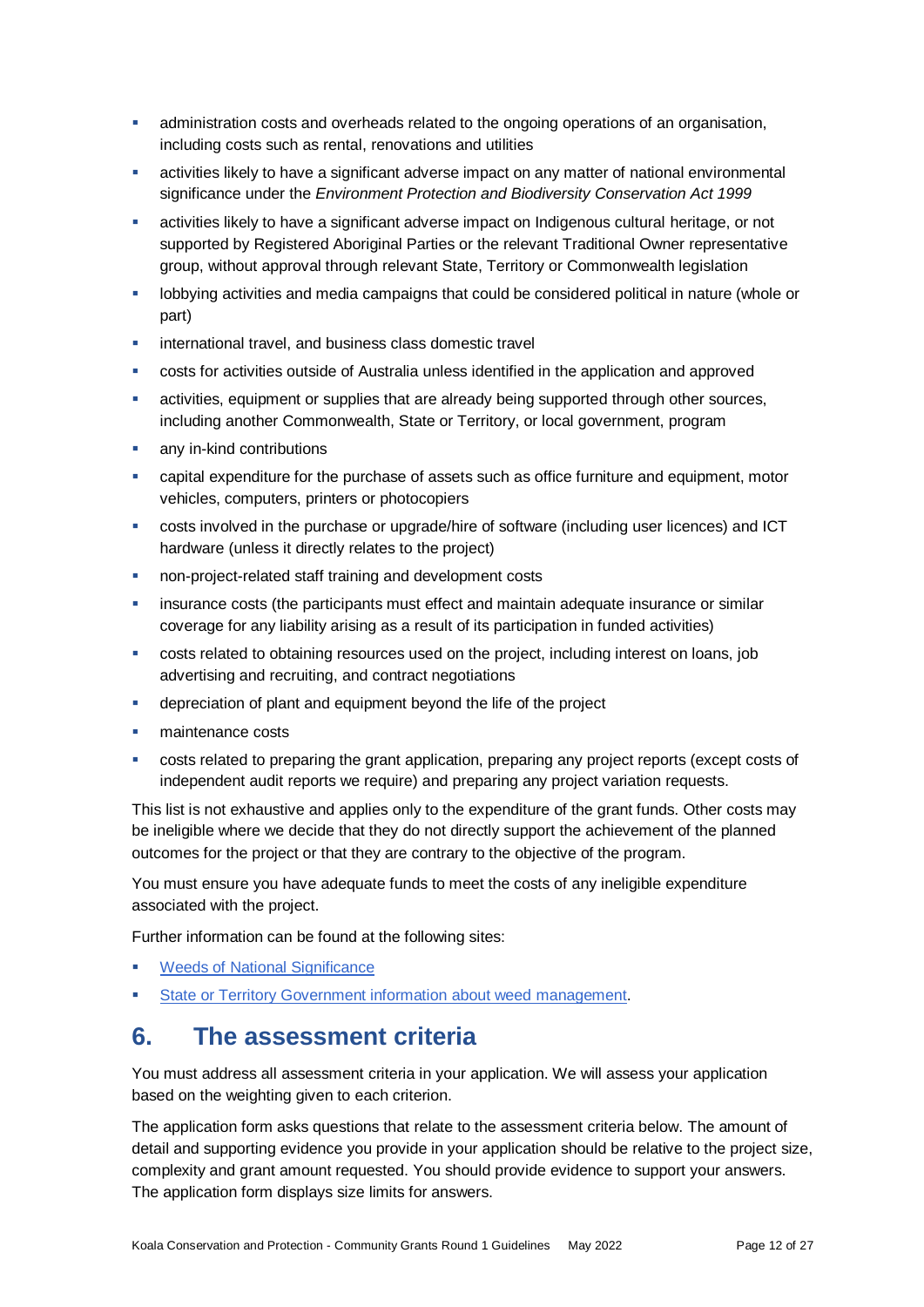- administration costs and overheads related to the ongoing operations of an organisation, including costs such as rental, renovations and utilities
- activities likely to have a significant adverse impact on any matter of national environmental significance under the *Environment Protection and Biodiversity Conservation Act 1999*
- activities likely to have a significant adverse impact on Indigenous cultural heritage, or not supported by Registered Aboriginal Parties or the relevant Traditional Owner representative group, without approval through relevant State, Territory or Commonwealth legislation
- lobbying activities and media campaigns that could be considered political in nature (whole or part)
- international travel, and business class domestic travel
- costs for activities outside of Australia unless identified in the application and approved
- activities, equipment or supplies that are already being supported through other sources, including another Commonwealth, State or Territory, or local government, program
- any in-kind contributions
- capital expenditure for the purchase of assets such as office furniture and equipment, motor vehicles, computers, printers or photocopiers
- costs involved in the purchase or upgrade/hire of software (including user licences) and ICT hardware (unless it directly relates to the project)
- non-project-related staff training and development costs
- insurance costs (the participants must effect and maintain adequate insurance or similar coverage for any liability arising as a result of its participation in funded activities)
- costs related to obtaining resources used on the project, including interest on loans, job advertising and recruiting, and contract negotiations
- depreciation of plant and equipment beyond the life of the project
- maintenance costs
- costs related to preparing the grant application, preparing any project reports (except costs of independent audit reports we require) and preparing any project variation requests.

This list is not exhaustive and applies only to the expenditure of the grant funds. Other costs may be ineligible where we decide that they do not directly support the achievement of the planned outcomes for the project or that they are contrary to the objective of the program.

You must ensure you have adequate funds to meet the costs of any ineligible expenditure associated with the project.

Further information can be found at the following sites:

- Weeds of National Significance
- State or Territory Government information about weed management.

## 6. The assessment criteria

You must address all assessment criteria in your application. We will assess your application based on the weighting given to each criterion.

The application form asks questions that relate to the assessment criteria below. The amount of detail and supporting evidence you provide in your application should be relative to the project size, complexity and grant amount requested. You should provide evidence to support your answers. The application form displays size limits for answers.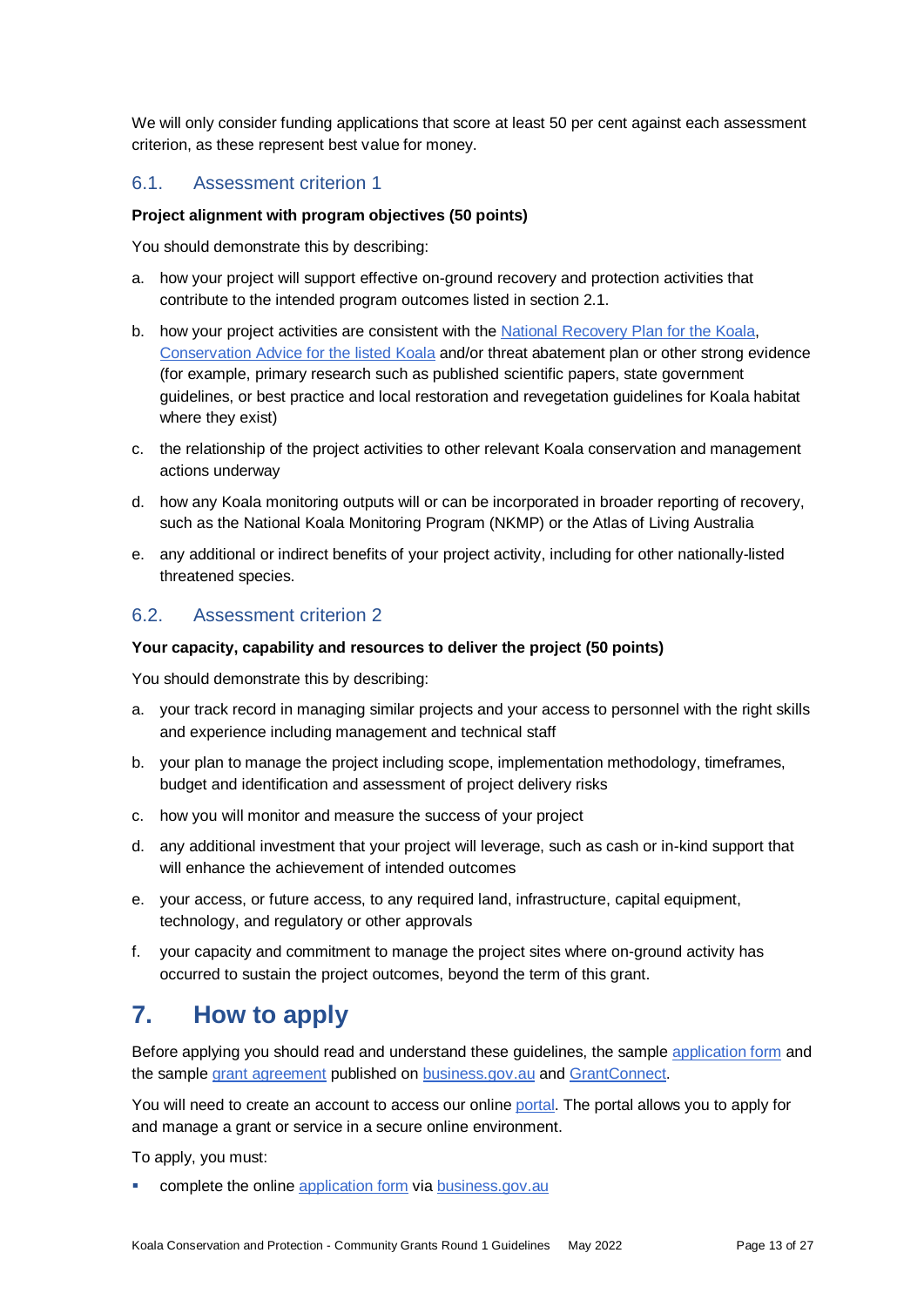We will only consider funding applications that score at least 50 per cent against each assessment criterion, as these represent best value for money.

### 6.1. Assessment criterion 1

**Project alignment with program objectives (50 points)**

You should demonstrate this by describing:

a. how your project will support effective on-ground recovery and protection activities that contribute to the intended program outcomes listed in section 2.1.

b. how your project activities are consistent with the National Recovery Plan for the Koala, Conservation Advice for the listed Koala and/or threat abatement plan or other strong evidence (for example, primary research such as published scientific papers, state government guidelines, or best practice and local restoration and revegetation guidelines for Koala habitat where they exist)

c. the relationship of the project activities to other relevant Koala conservation and management actions underway

d. how any Koala monitoring outputs will or can be incorporated in broader reporting of recovery, such as the National Koala Monitoring Program (NKMP) or the Atlas of Living Australia

e. any additional or indirect benefits of your project activity, including for other nationally-listed threatened species.

### 6.2. Assessment criterion 2

**Your capacity, capability and resources to deliver the project (50 points)**

You should demonstrate this by describing:

a. your track record in managing similar projects and your access to personnel with the right skills and experience including management and technical staff

b. your plan to manage the project including scope, implementation methodology, timeframes, budget and identification and assessment of project delivery risks

c. how you will monitor and measure the success of your project

d. any additional investment that your project will leverage, such as cash or in-kind support that will enhance the achievement of intended outcomes

e. your access, or future access, to any required land, infrastructure, capital equipment, technology, and regulatory or other approvals

f. your capacity and commitment to manage the project sites where on-ground activity has occurred to sustain the project outcomes, beyond the term of this grant.

## 7. How to apply

Before applying you should read and understand these guidelines, the sample application form and the sample grant agreement published on business.gov.au and GrantConnect.

You will need to create an account to access our online portal. The portal allows you to apply for and manage a grant or service in a secure online environment.

To apply, you must:

- complete the online application form via business.gov.au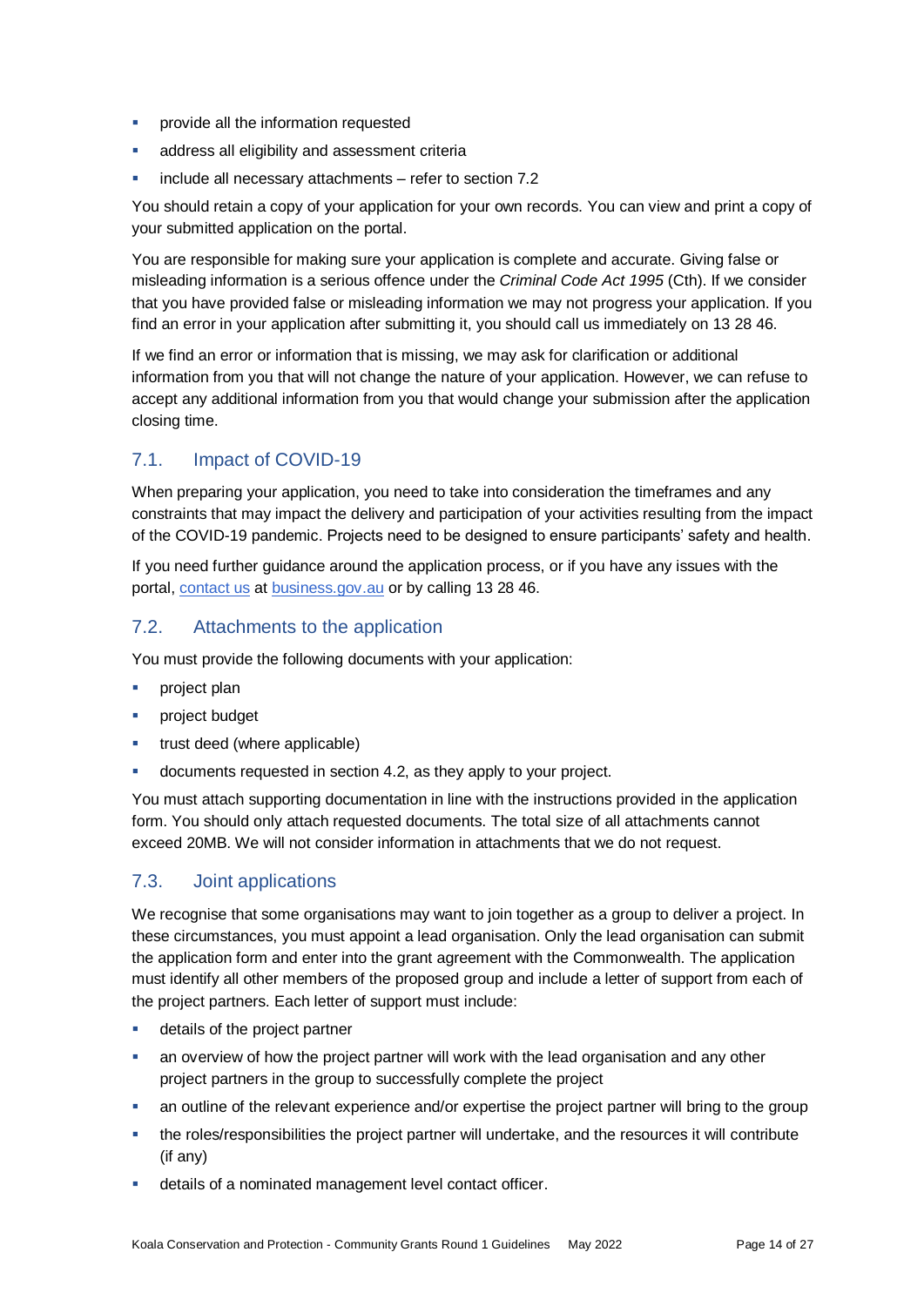- provide all the information requested
- address all eligibility and assessment criteria
- include all necessary attachments – refer to section 7.2

You should retain a copy of your application for your own records. You can view and print a copy of your submitted application on the portal.

You are responsible for making sure your application is complete and accurate. Giving false or misleading information is a serious offence under the *Criminal Code Act 1995* (Cth). If we consider that you have provided false or misleading information we may not progress your application. If you find an error in your application after submitting it, you should call us immediately on 13 28 46.

If we find an error or information that is missing, we may ask for clarification or additional information from you that will not change the nature of your application. However, we can refuse to accept any additional information from you that would change your submission after the application closing time.

## 7.1. Impact of COVID-19

When preparing your application, you need to take into consideration the timeframes and any constraints that may impact the delivery and participation of your activities resulting from the impact of the COVID-19 pandemic. Projects need to be designed to ensure participants' safety and health.

If you need further guidance around the application process, or if you have any issues with the portal, [contact us](#) at [business.gov.au](#) or by calling 13 28 46.

## 7.2. Attachments to the application

You must provide the following documents with your application:

- project plan
- project budget
- trust deed (where applicable)
- documents requested in section 4.2, as they apply to your project.

You must attach supporting documentation in line with the instructions provided in the application form. You should only attach requested documents. The total size of all attachments cannot exceed 20MB. We will not consider information in attachments that we do not request.

## 7.3. Joint applications

We recognise that some organisations may want to join together as a group to deliver a project. In these circumstances, you must appoint a lead organisation. Only the lead organisation can submit the application form and enter into the grant agreement with the Commonwealth. The application must identify all other members of the proposed group and include a letter of support from each of the project partners. Each letter of support must include:

- details of the project partner
- an overview of how the project partner will work with the lead organisation and any other project partners in the group to successfully complete the project
- an outline of the relevant experience and/or expertise the project partner will bring to the group
- the roles/responsibilities the project partner will undertake, and the resources it will contribute (if any)
- details of a nominated management level contact officer.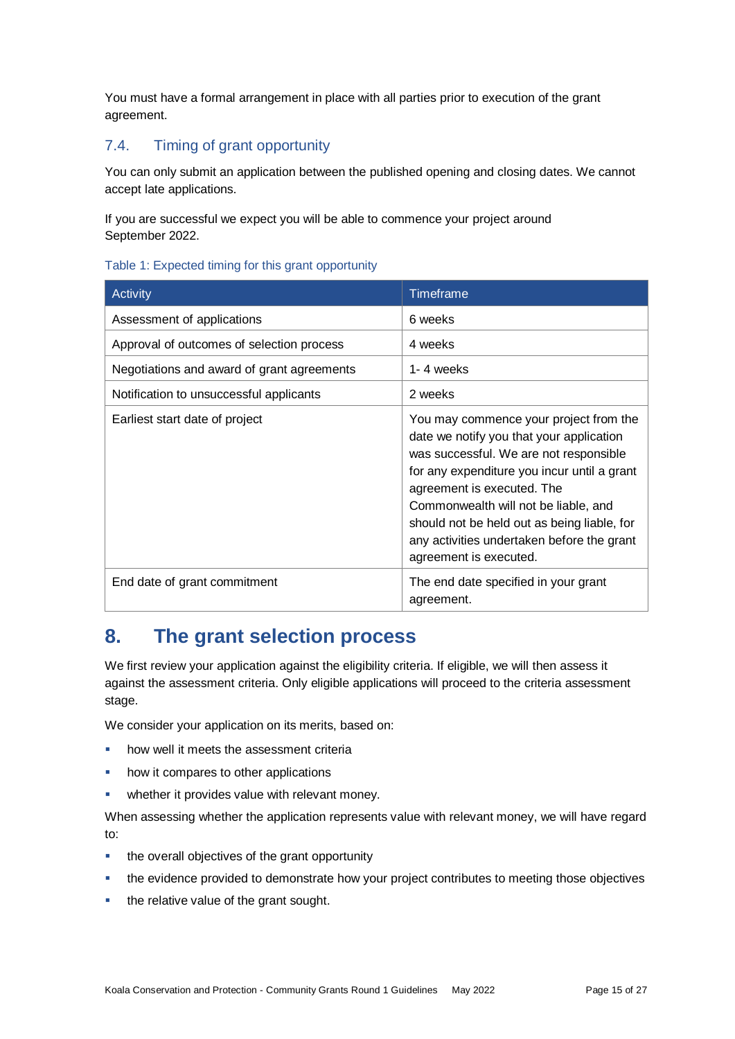You must have a formal arrangement in place with all parties prior to execution of the grant agreement.

### 7.4. Timing of grant opportunity

You can only submit an application between the published opening and closing dates. We cannot accept late applications.

If you are successful we expect you will be able to commence your project around September 2022.

Table 1: Expected timing for this grant opportunity

| Activity | Timeframe |
|---|---|
| Assessment of applications | 6 weeks |
| Approval of outcomes of selection process | 4 weeks |
| Negotiations and award of grant agreements | 1- 4 weeks |
| Notification to unsuccessful applicants | 2 weeks |
| Earliest start date of project | You may commence your project from the date we notify you that your application was successful. We are not responsible for any expenditure you incur until a grant agreement is executed. The Commonwealth will not be liable, and should not be held out as being liable, for any activities undertaken before the grant agreement is executed. |
| End date of grant commitment | The end date specified in your grant agreement. |

## 8. The grant selection process

We first review your application against the eligibility criteria. If eligible, we will then assess it against the assessment criteria. Only eligible applications will proceed to the criteria assessment stage.

We consider your application on its merits, based on:

- how well it meets the assessment criteria
- how it compares to other applications
- whether it provides value with relevant money.

When assessing whether the application represents value with relevant money, we will have regard to:

- the overall objectives of the grant opportunity
- the evidence provided to demonstrate how your project contributes to meeting those objectives
- the relative value of the grant sought.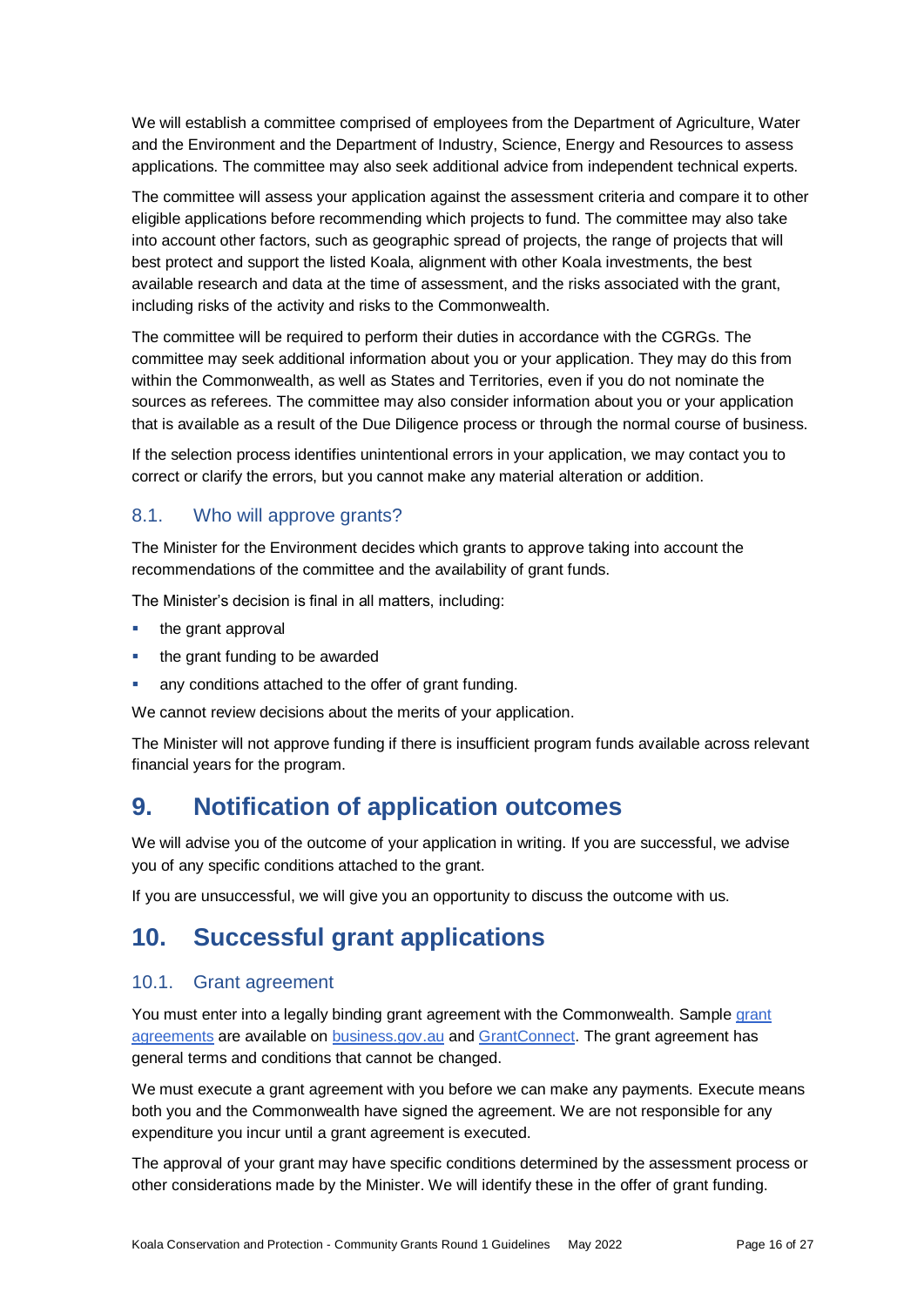We will establish a committee comprised of employees from the Department of Agriculture, Water and the Environment and the Department of Industry, Science, Energy and Resources to assess applications. The committee may also seek additional advice from independent technical experts.

The committee will assess your application against the assessment criteria and compare it to other eligible applications before recommending which projects to fund. The committee may also take into account other factors, such as geographic spread of projects, the range of projects that will best protect and support the listed Koala, alignment with other Koala investments, the best available research and data at the time of assessment, and the risks associated with the grant, including risks of the activity and risks to the Commonwealth.

The committee will be required to perform their duties in accordance with the CGRGs. The committee may seek additional information about you or your application. They may do this from within the Commonwealth, as well as States and Territories, even if you do not nominate the sources as referees. The committee may also consider information about you or your application that is available as a result of the Due Diligence process or through the normal course of business.

If the selection process identifies unintentional errors in your application, we may contact you to correct or clarify the errors, but you cannot make any material alteration or addition.

### 8.1. Who will approve grants?

The Minister for the Environment decides which grants to approve taking into account the recommendations of the committee and the availability of grant funds.

The Minister's decision is final in all matters, including:

- the grant approval
- the grant funding to be awarded
- any conditions attached to the offer of grant funding.

We cannot review decisions about the merits of your application.

The Minister will not approve funding if there is insufficient program funds available across relevant financial years for the program.

## 9. Notification of application outcomes

We will advise you of the outcome of your application in writing. If you are successful, we advise you of any specific conditions attached to the grant.

If you are unsuccessful, we will give you an opportunity to discuss the outcome with us.

## 10. Successful grant applications

### 10.1. Grant agreement

You must enter into a legally binding grant agreement with the Commonwealth. Sample grant agreements are available on business.gov.au and GrantConnect. The grant agreement has general terms and conditions that cannot be changed.

We must execute a grant agreement with you before we can make any payments. Execute means both you and the Commonwealth have signed the agreement. We are not responsible for any expenditure you incur until a grant agreement is executed.

The approval of your grant may have specific conditions determined by the assessment process or other considerations made by the Minister. We will identify these in the offer of grant funding.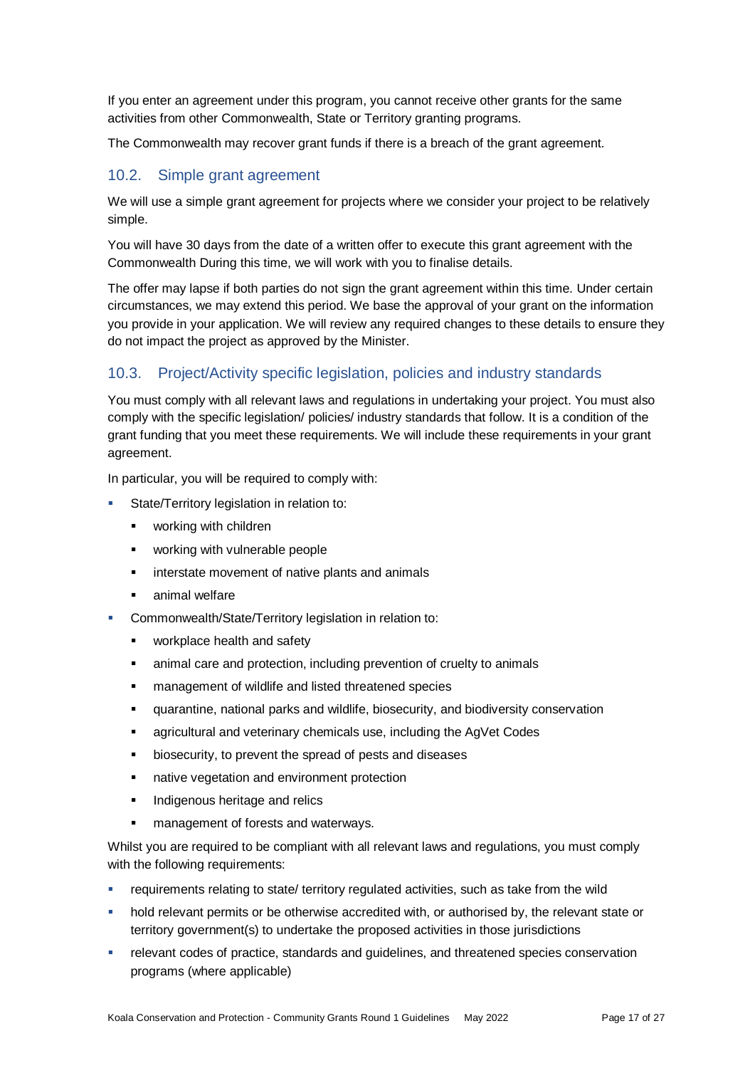If you enter an agreement under this program, you cannot receive other grants for the same activities from other Commonwealth, State or Territory granting programs.

The Commonwealth may recover grant funds if there is a breach of the grant agreement.

## 10.2. Simple grant agreement

We will use a simple grant agreement for projects where we consider your project to be relatively simple.

You will have 30 days from the date of a written offer to execute this grant agreement with the Commonwealth During this time, we will work with you to finalise details.

The offer may lapse if both parties do not sign the grant agreement within this time. Under certain circumstances, we may extend this period. We base the approval of your grant on the information you provide in your application. We will review any required changes to these details to ensure they do not impact the project as approved by the Minister.

## 10.3. Project/Activity specific legislation, policies and industry standards

You must comply with all relevant laws and regulations in undertaking your project. You must also comply with the specific legislation/ policies/ industry standards that follow. It is a condition of the grant funding that you meet these requirements. We will include these requirements in your grant agreement.

In particular, you will be required to comply with:

- State/Territory legislation in relation to:
  - working with children
  - working with vulnerable people
  - interstate movement of native plants and animals
  - animal welfare
- Commonwealth/State/Territory legislation in relation to:
  - workplace health and safety
  - animal care and protection, including prevention of cruelty to animals
  - management of wildlife and listed threatened species
  - quarantine, national parks and wildlife, biosecurity, and biodiversity conservation
  - agricultural and veterinary chemicals use, including the AgVet Codes
  - biosecurity, to prevent the spread of pests and diseases
  - native vegetation and environment protection
  - Indigenous heritage and relics
  - management of forests and waterways.

Whilst you are required to be compliant with all relevant laws and regulations, you must comply with the following requirements:

- requirements relating to state/ territory regulated activities, such as take from the wild
- hold relevant permits or be otherwise accredited with, or authorised by, the relevant state or territory government(s) to undertake the proposed activities in those jurisdictions
- relevant codes of practice, standards and guidelines, and threatened species conservation programs (where applicable)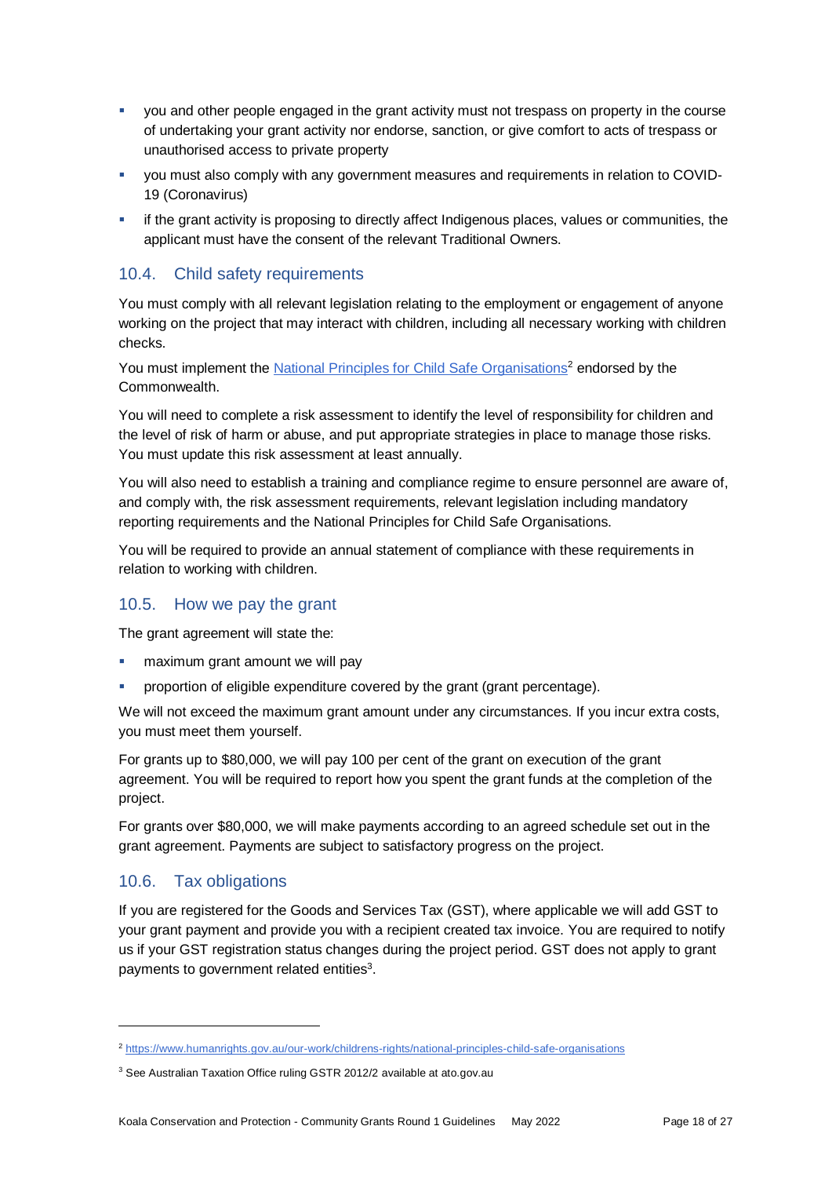- you and other people engaged in the grant activity must not trespass on property in the course of undertaking your grant activity nor endorse, sanction, or give comfort to acts of trespass or unauthorised access to private property
- you must also comply with any government measures and requirements in relation to COVID-19 (Coronavirus)
- if the grant activity is proposing to directly affect Indigenous places, values or communities, the applicant must have the consent of the relevant Traditional Owners.

## 10.4. Child safety requirements

You must comply with all relevant legislation relating to the employment or engagement of anyone working on the project that may interact with children, including all necessary working with children checks.

You must implement the [National Principles for Child Safe Organisations](https://www.humanrights.gov.au/our-work/childrens-rights/national-principles-child-safe-organisations)[2] endorsed by the Commonwealth.

You will need to complete a risk assessment to identify the level of responsibility for children and the level of risk of harm or abuse, and put appropriate strategies in place to manage those risks. You must update this risk assessment at least annually.

You will also need to establish a training and compliance regime to ensure personnel are aware of, and comply with, the risk assessment requirements, relevant legislation including mandatory reporting requirements and the National Principles for Child Safe Organisations.

You will be required to provide an annual statement of compliance with these requirements in relation to working with children.

## 10.5. How we pay the grant

The grant agreement will state the:

- maximum grant amount we will pay
- proportion of eligible expenditure covered by the grant (grant percentage).

We will not exceed the maximum grant amount under any circumstances. If you incur extra costs, you must meet them yourself.

For grants up to $80,000, we will pay 100 per cent of the grant on execution of the grant agreement. You will be required to report how you spent the grant funds at the completion of the project.

For grants over $80,000, we will make payments according to an agreed schedule set out in the grant agreement. Payments are subject to satisfactory progress on the project.

## 10.6. Tax obligations

If you are registered for the Goods and Services Tax (GST), where applicable we will add GST to your grant payment and provide you with a recipient created tax invoice. You are required to notify us if your GST registration status changes during the project period. GST does not apply to grant payments to government related entities[3].

---

[2] https://www.humanrights.gov.au/our-work/childrens-rights/national-principles-child-safe-organisations

[3] See Australian Taxation Office ruling GSTR 2012/2 available at ato.gov.au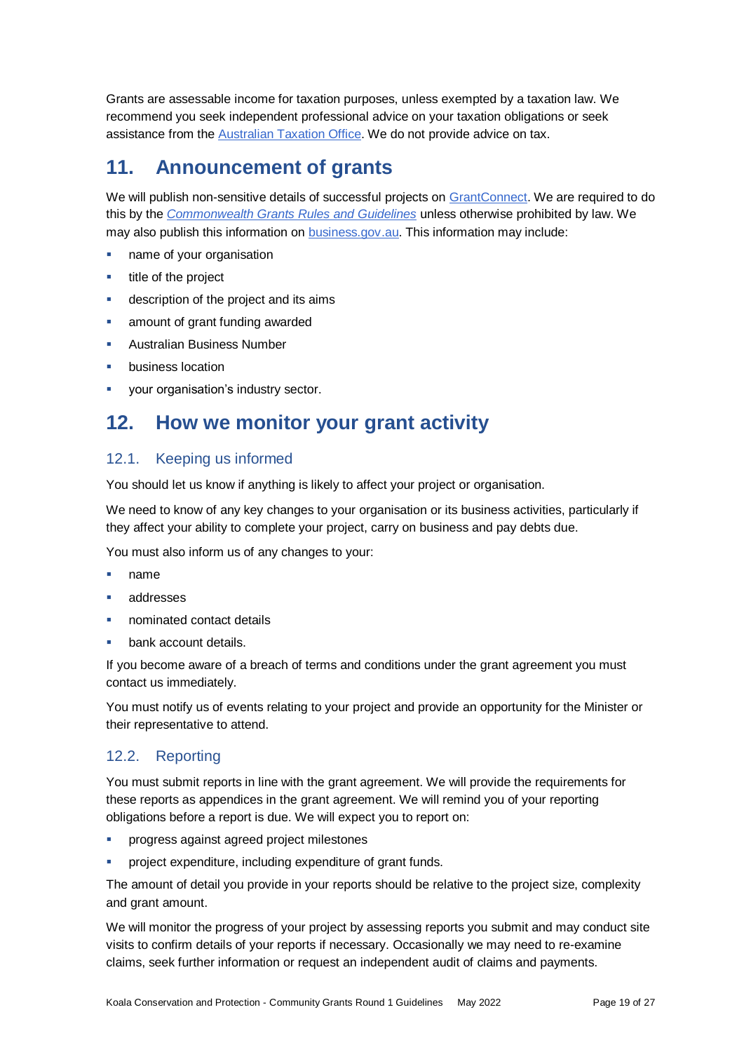Grants are assessable income for taxation purposes, unless exempted by a taxation law. We recommend you seek independent professional advice on your taxation obligations or seek assistance from the [Australian Taxation Office](). We do not provide advice on tax.

# 11. Announcement of grants

We will publish non-sensitive details of successful projects on [GrantConnect](). We are required to do this by the [*Commonwealth Grants Rules and Guidelines*]() unless otherwise prohibited by law. We may also publish this information on [business.gov.au](). This information may include:

- name of your organisation
- title of the project
- description of the project and its aims
- amount of grant funding awarded
- Australian Business Number
- business location
- your organisation's industry sector.

# 12. How we monitor your grant activity

## 12.1. Keeping us informed

You should let us know if anything is likely to affect your project or organisation.

We need to know of any key changes to your organisation or its business activities, particularly if they affect your ability to complete your project, carry on business and pay debts due.

You must also inform us of any changes to your:

- name
- addresses
- nominated contact details
- bank account details.

If you become aware of a breach of terms and conditions under the grant agreement you must contact us immediately.

You must notify us of events relating to your project and provide an opportunity for the Minister or their representative to attend.

## 12.2. Reporting

You must submit reports in line with the grant agreement. We will provide the requirements for these reports as appendices in the grant agreement. We will remind you of your reporting obligations before a report is due. We will expect you to report on:

- progress against agreed project milestones
- project expenditure, including expenditure of grant funds.

The amount of detail you provide in your reports should be relative to the project size, complexity and grant amount.

We will monitor the progress of your project by assessing reports you submit and may conduct site visits to confirm details of your reports if necessary. Occasionally we may need to re-examine claims, seek further information or request an independent audit of claims and payments.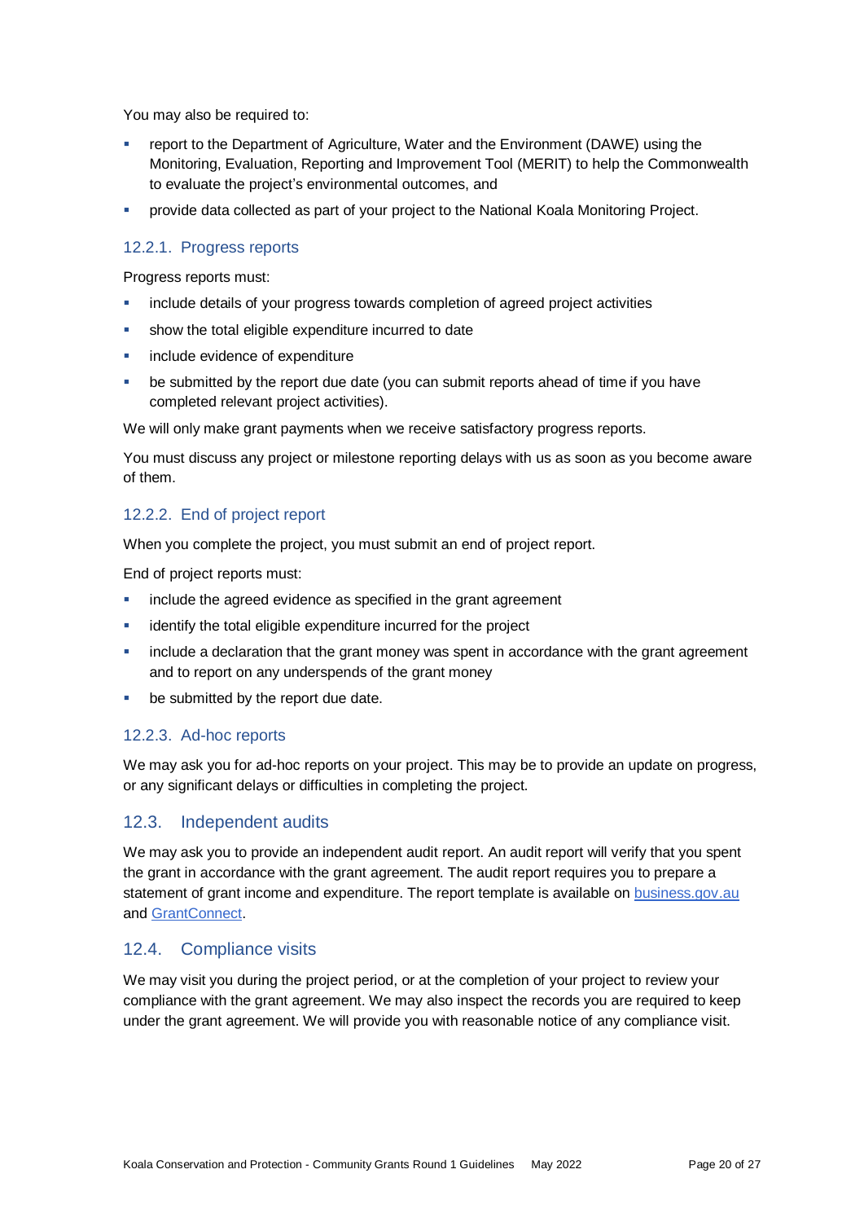You may also be required to:

- report to the Department of Agriculture, Water and the Environment (DAWE) using the Monitoring, Evaluation, Reporting and Improvement Tool (MERIT) to help the Commonwealth to evaluate the project's environmental outcomes, and
- provide data collected as part of your project to the National Koala Monitoring Project.

### 12.2.1. Progress reports

Progress reports must:

- include details of your progress towards completion of agreed project activities
- show the total eligible expenditure incurred to date
- include evidence of expenditure
- be submitted by the report due date (you can submit reports ahead of time if you have completed relevant project activities).

We will only make grant payments when we receive satisfactory progress reports.

You must discuss any project or milestone reporting delays with us as soon as you become aware of them.

### 12.2.2. End of project report

When you complete the project, you must submit an end of project report.

End of project reports must:

- include the agreed evidence as specified in the grant agreement
- identify the total eligible expenditure incurred for the project
- include a declaration that the grant money was spent in accordance with the grant agreement and to report on any underspends of the grant money
- be submitted by the report due date.

### 12.2.3. Ad-hoc reports

We may ask you for ad-hoc reports on your project. This may be to provide an update on progress, or any significant delays or difficulties in completing the project.

## 12.3. Independent audits

We may ask you to provide an independent audit report. An audit report will verify that you spent the grant in accordance with the grant agreement. The audit report requires you to prepare a statement of grant income and expenditure. The report template is available on [business.gov.au](business.gov.au) and [GrantConnect](GrantConnect).

## 12.4. Compliance visits

We may visit you during the project period, or at the completion of your project to review your compliance with the grant agreement. We may also inspect the records you are required to keep under the grant agreement. We will provide you with reasonable notice of any compliance visit.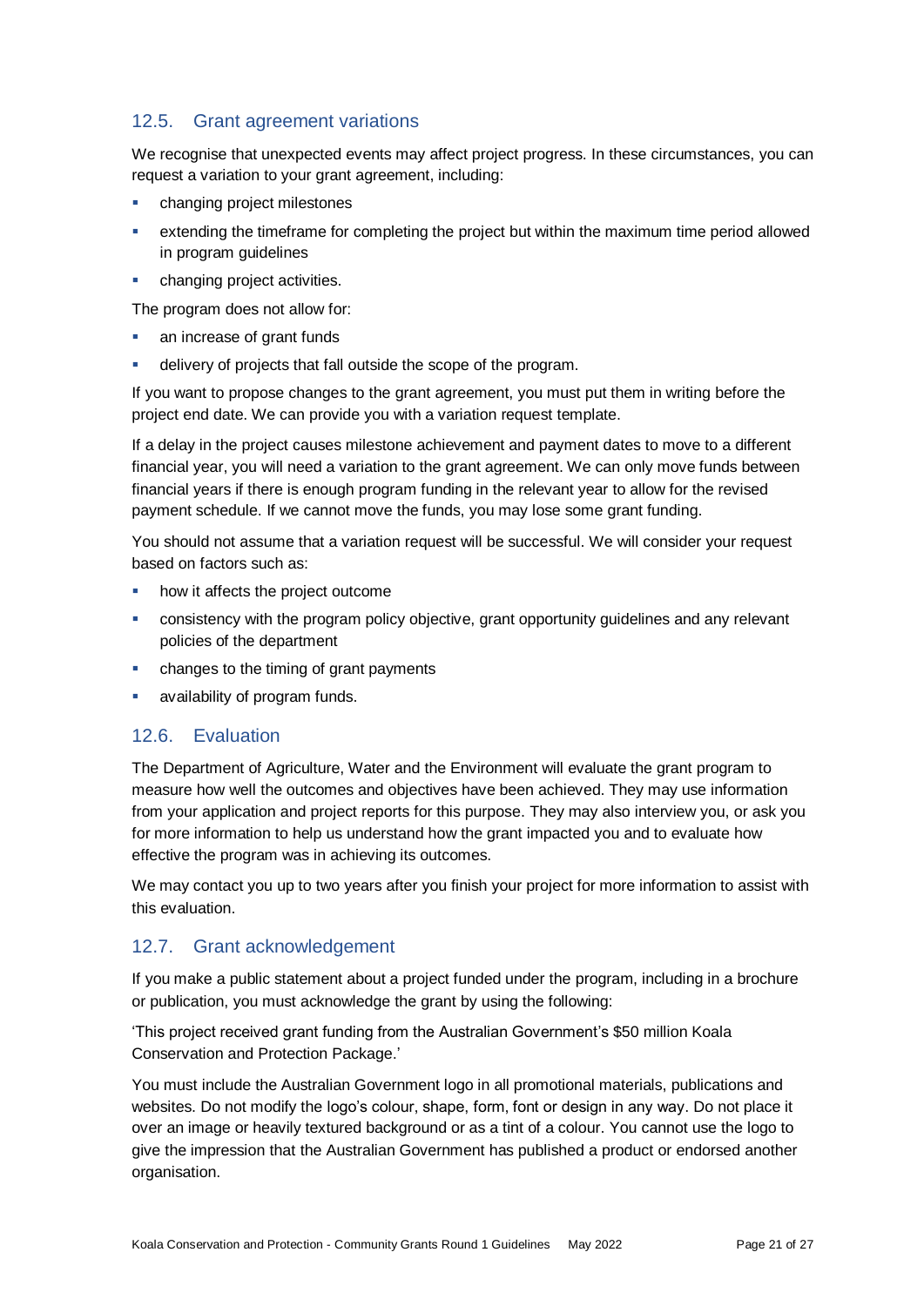### 12.5. Grant agreement variations

We recognise that unexpected events may affect project progress. In these circumstances, you can request a variation to your grant agreement, including:

- changing project milestones
- extending the timeframe for completing the project but within the maximum time period allowed in program guidelines
- changing project activities.

The program does not allow for:

- an increase of grant funds
- delivery of projects that fall outside the scope of the program.

If you want to propose changes to the grant agreement, you must put them in writing before the project end date. We can provide you with a variation request template.

If a delay in the project causes milestone achievement and payment dates to move to a different financial year, you will need a variation to the grant agreement. We can only move funds between financial years if there is enough program funding in the relevant year to allow for the revised payment schedule. If we cannot move the funds, you may lose some grant funding.

You should not assume that a variation request will be successful. We will consider your request based on factors such as:

- how it affects the project outcome
- consistency with the program policy objective, grant opportunity guidelines and any relevant policies of the department
- changes to the timing of grant payments
- availability of program funds.

### 12.6. Evaluation

The Department of Agriculture, Water and the Environment will evaluate the grant program to measure how well the outcomes and objectives have been achieved. They may use information from your application and project reports for this purpose. They may also interview you, or ask you for more information to help us understand how the grant impacted you and to evaluate how effective the program was in achieving its outcomes.

We may contact you up to two years after you finish your project for more information to assist with this evaluation.

### 12.7. Grant acknowledgement

If you make a public statement about a project funded under the program, including in a brochure or publication, you must acknowledge the grant by using the following:

'This project received grant funding from the Australian Government's $50 million Koala Conservation and Protection Package.'

You must include the Australian Government logo in all promotional materials, publications and websites. Do not modify the logo's colour, shape, form, font or design in any way. Do not place it over an image or heavily textured background or as a tint of a colour. You cannot use the logo to give the impression that the Australian Government has published a product or endorsed another organisation.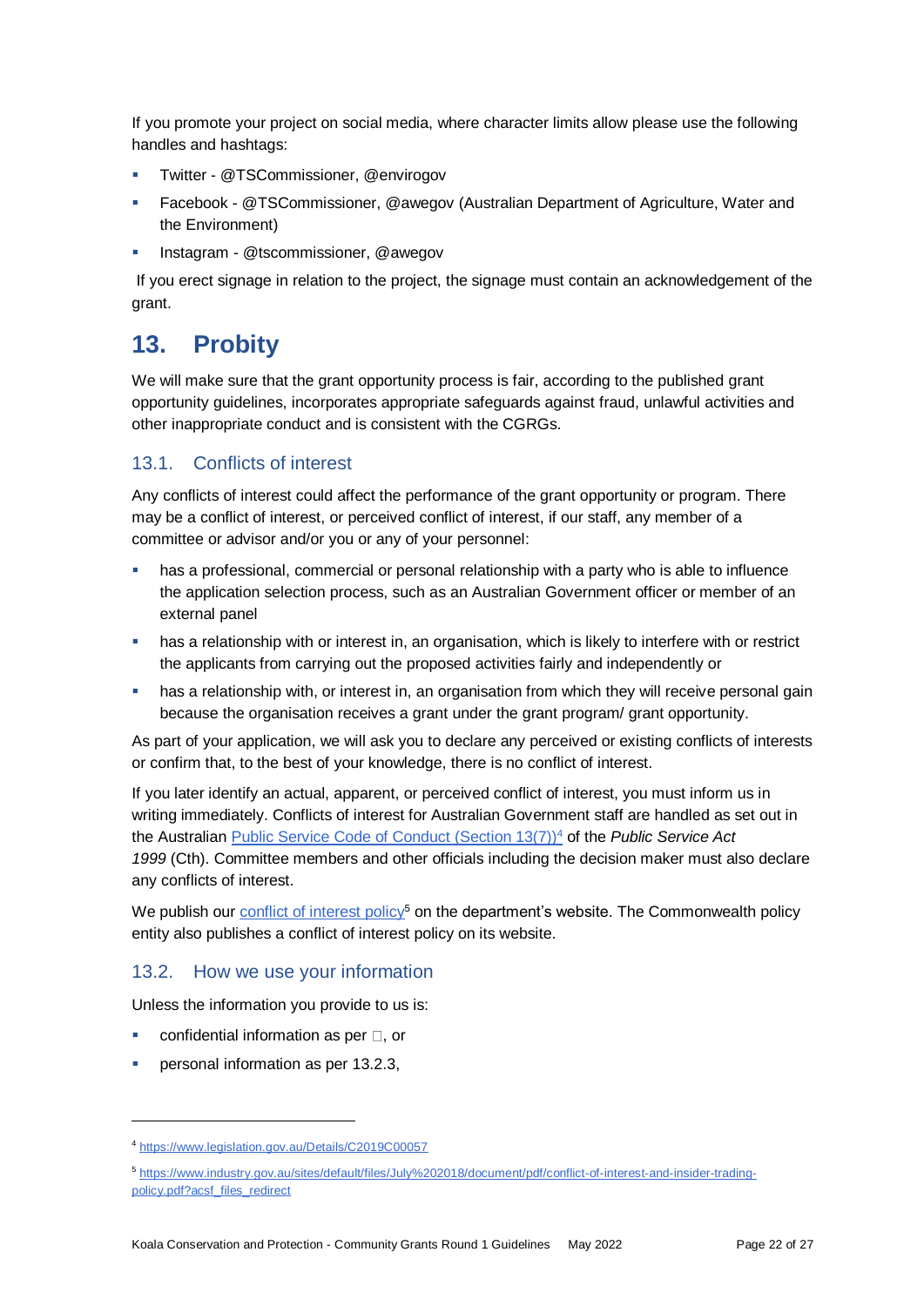If you promote your project on social media, where character limits allow please use the following handles and hashtags:

- Twitter - @TSCommissioner, @envirogov
- Facebook - @TSCommissioner, @awegov (Australian Department of Agriculture, Water and the Environment)
- Instagram - @tscommissioner, @awegov

If you erect signage in relation to the project, the signage must contain an acknowledgement of the grant.

## 13. Probity

We will make sure that the grant opportunity process is fair, according to the published grant opportunity guidelines, incorporates appropriate safeguards against fraud, unlawful activities and other inappropriate conduct and is consistent with the CGRGs.

### 13.1. Conflicts of interest

Any conflicts of interest could affect the performance of the grant opportunity or program. There may be a conflict of interest, or perceived conflict of interest, if our staff, any member of a committee or advisor and/or you or any of your personnel:

- has a professional, commercial or personal relationship with a party who is able to influence the application selection process, such as an Australian Government officer or member of an external panel
- has a relationship with or interest in, an organisation, which is likely to interfere with or restrict the applicants from carrying out the proposed activities fairly and independently or
- has a relationship with, or interest in, an organisation from which they will receive personal gain because the organisation receives a grant under the grant program/ grant opportunity.

As part of your application, we will ask you to declare any perceived or existing conflicts of interests or confirm that, to the best of your knowledge, there is no conflict of interest.

If you later identify an actual, apparent, or perceived conflict of interest, you must inform us in writing immediately. Conflicts of interest for Australian Government staff are handled as set out in the Australian [Public Service Code of Conduct (Section 13(7))](https://www.legislation.gov.au/Details/C2019C00057)[4] of the *Public Service Act 1999* (Cth). Committee members and other officials including the decision maker must also declare any conflicts of interest.

We publish our [conflict of interest policy](https://www.industry.gov.au/sites/default/files/July%202018/document/pdf/conflict-of-interest-and-insider-trading-policy.pdf?acsf_files_redirect)[5] on the department's website. The Commonwealth policy entity also publishes a conflict of interest policy on its website.

### 13.2. How we use your information

Unless the information you provide to us is:

- confidential information as per □, or
- personal information as per 13.2.3,

---

[4] https://www.legislation.gov.au/Details/C2019C00057

[5] https://www.industry.gov.au/sites/default/files/July%202018/document/pdf/conflict-of-interest-and-insider-trading-policy.pdf?acsf_files_redirect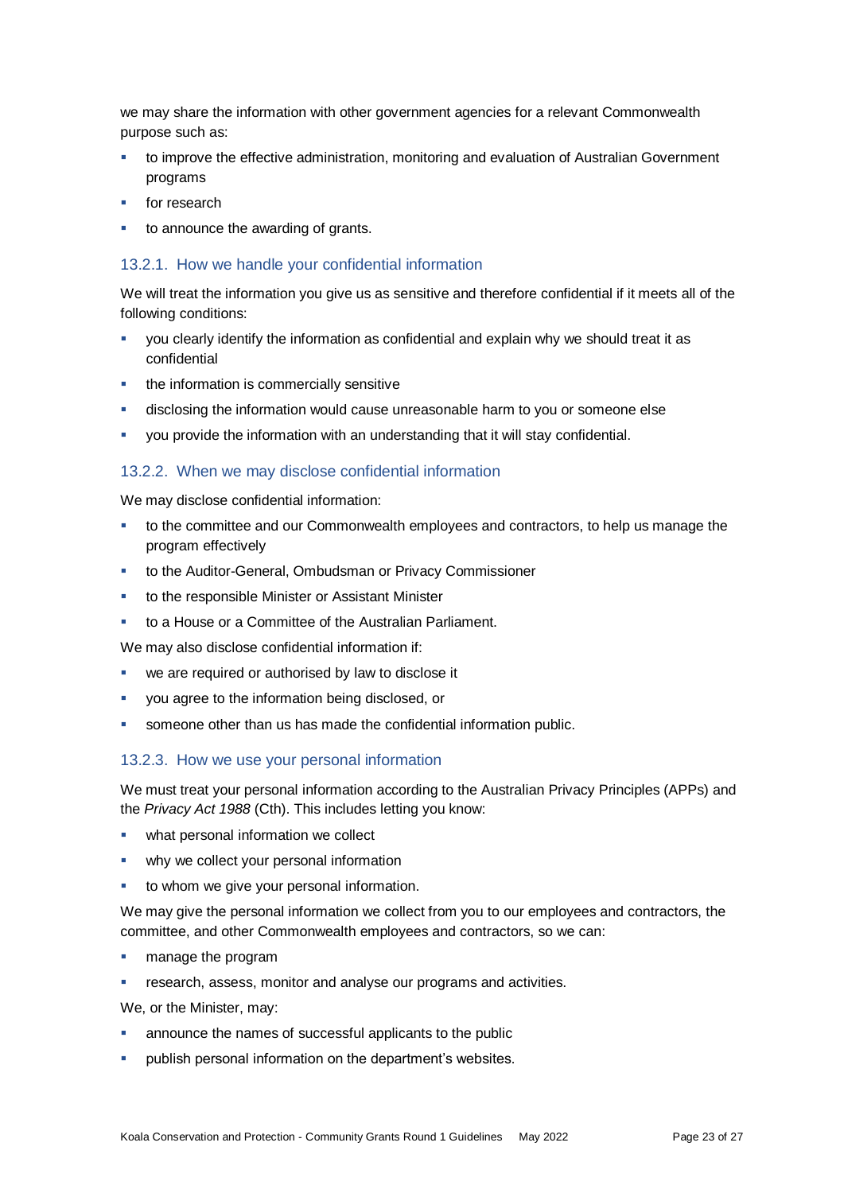we may share the information with other government agencies for a relevant Commonwealth purpose such as:

- to improve the effective administration, monitoring and evaluation of Australian Government programs
- for research
- to announce the awarding of grants.

### 13.2.1. How we handle your confidential information

We will treat the information you give us as sensitive and therefore confidential if it meets all of the following conditions:

- you clearly identify the information as confidential and explain why we should treat it as confidential
- the information is commercially sensitive
- disclosing the information would cause unreasonable harm to you or someone else
- you provide the information with an understanding that it will stay confidential.

### 13.2.2. When we may disclose confidential information

We may disclose confidential information:

- to the committee and our Commonwealth employees and contractors, to help us manage the program effectively
- to the Auditor-General, Ombudsman or Privacy Commissioner
- to the responsible Minister or Assistant Minister
- to a House or a Committee of the Australian Parliament.

We may also disclose confidential information if:

- we are required or authorised by law to disclose it
- you agree to the information being disclosed, or
- someone other than us has made the confidential information public.

### 13.2.3. How we use your personal information

We must treat your personal information according to the Australian Privacy Principles (APPs) and the *Privacy Act 1988* (Cth). This includes letting you know:

- what personal information we collect
- why we collect your personal information
- to whom we give your personal information.

We may give the personal information we collect from you to our employees and contractors, the committee, and other Commonwealth employees and contractors, so we can:

- manage the program
- research, assess, monitor and analyse our programs and activities.

We, or the Minister, may:

- announce the names of successful applicants to the public
- publish personal information on the department's websites.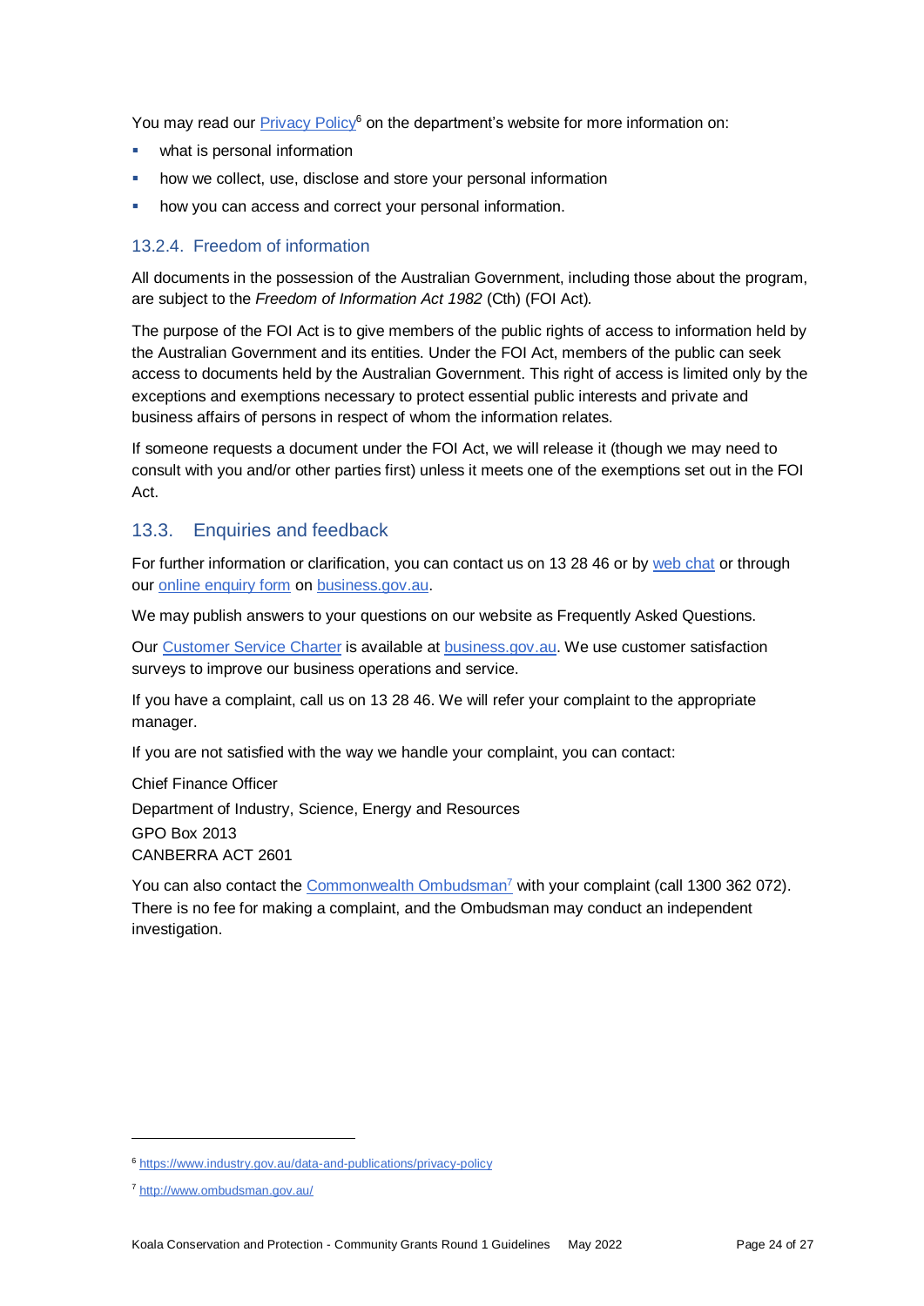You may read our Privacy Policy[6] on the department's website for more information on:

- what is personal information
- how we collect, use, disclose and store your personal information
- how you can access and correct your personal information.

#### 13.2.4. Freedom of information

All documents in the possession of the Australian Government, including those about the program, are subject to the *Freedom of Information Act 1982* (Cth) (FOI Act).

The purpose of the FOI Act is to give members of the public rights of access to information held by the Australian Government and its entities. Under the FOI Act, members of the public can seek access to documents held by the Australian Government. This right of access is limited only by the exceptions and exemptions necessary to protect essential public interests and private and business affairs of persons in respect of whom the information relates.

If someone requests a document under the FOI Act, we will release it (though we may need to consult with you and/or other parties first) unless it meets one of the exemptions set out in the FOI Act.

### 13.3. Enquiries and feedback

For further information or clarification, you can contact us on 13 28 46 or by web chat or through our online enquiry form on business.gov.au.

We may publish answers to your questions on our website as Frequently Asked Questions.

Our Customer Service Charter is available at business.gov.au. We use customer satisfaction surveys to improve our business operations and service.

If you have a complaint, call us on 13 28 46. We will refer your complaint to the appropriate manager.

If you are not satisfied with the way we handle your complaint, you can contact:

Chief Finance Officer
Department of Industry, Science, Energy and Resources
GPO Box 2013
CANBERRA ACT 2601

You can also contact the Commonwealth Ombudsman[7] with your complaint (call 1300 362 072). There is no fee for making a complaint, and the Ombudsman may conduct an independent investigation.

---

[6] https://www.industry.gov.au/data-and-publications/privacy-policy

[7] http://www.ombudsman.gov.au/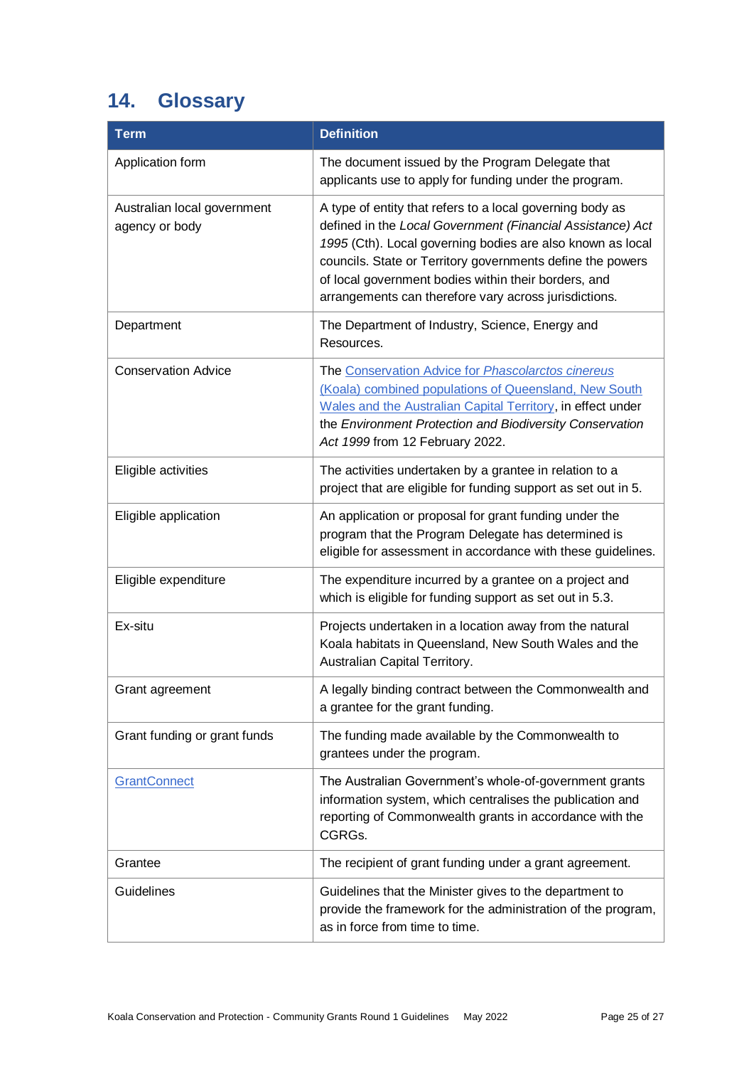## 14. Glossary

| Term | Definition |
| --- | --- |
| Application form | The document issued by the Program Delegate that applicants use to apply for funding under the program. |
| Australian local government agency or body | A type of entity that refers to a local governing body as defined in the *Local Government (Financial Assistance) Act 1995* (Cth). Local governing bodies are also known as local councils. State or Territory governments define the powers of local government bodies within their borders, and arrangements can therefore vary across jurisdictions. |
| Department | The Department of Industry, Science, Energy and Resources. |
| Conservation Advice | The Conservation Advice for *Phascolarctos cinereus* (Koala) combined populations of Queensland, New South Wales and the Australian Capital Territory, in effect under the *Environment Protection and Biodiversity Conservation Act 1999* from 12 February 2022. |
| Eligible activities | The activities undertaken by a grantee in relation to a project that are eligible for funding support as set out in 5. |
| Eligible application | An application or proposal for grant funding under the program that the Program Delegate has determined is eligible for assessment in accordance with these guidelines. |
| Eligible expenditure | The expenditure incurred by a grantee on a project and which is eligible for funding support as set out in 5.3. |
| Ex-situ | Projects undertaken in a location away from the natural Koala habitats in Queensland, New South Wales and the Australian Capital Territory. |
| Grant agreement | A legally binding contract between the Commonwealth and a grantee for the grant funding. |
| Grant funding or grant funds | The funding made available by the Commonwealth to grantees under the program. |
| GrantConnect | The Australian Government's whole-of-government grants information system, which centralises the publication and reporting of Commonwealth grants in accordance with the CGRGs. |
| Grantee | The recipient of grant funding under a grant agreement. |
| Guidelines | Guidelines that the Minister gives to the department to provide the framework for the administration of the program, as in force from time to time. |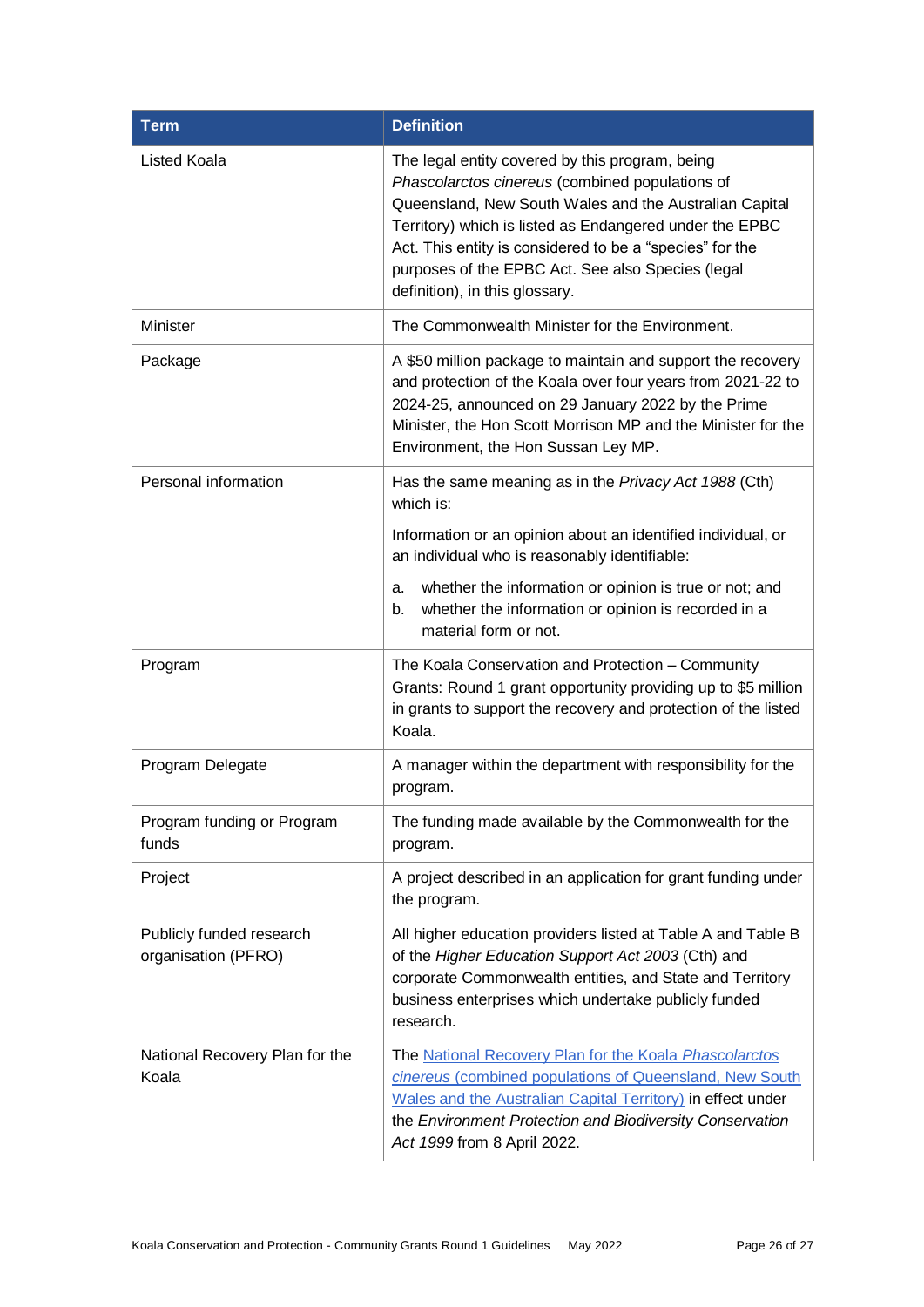| Term | Definition |
| --- | --- |
| Listed Koala | The legal entity covered by this program, being *Phascolarctos cinereus* (combined populations of Queensland, New South Wales and the Australian Capital Territory) which is listed as Endangered under the EPBC Act. This entity is considered to be a “species” for the purposes of the EPBC Act. See also Species (legal definition), in this glossary. |
| Minister | The Commonwealth Minister for the Environment. |
| Package | A $50 million package to maintain and support the recovery and protection of the Koala over four years from 2021-22 to 2024-25, announced on 29 January 2022 by the Prime Minister, the Hon Scott Morrison MP and the Minister for the Environment, the Hon Sussan Ley MP. |
| Personal information | Has the same meaning as in the *Privacy Act 1988* (Cth) which is:<br><br>Information or an opinion about an identified individual, or an individual who is reasonably identifiable:<br><br>a. whether the information or opinion is true or not; and<br>b. whether the information or opinion is recorded in a material form or not. |
| Program | The Koala Conservation and Protection – Community Grants: Round 1 grant opportunity providing up to $5 million in grants to support the recovery and protection of the listed Koala. |
| Program Delegate | A manager within the department with responsibility for the program. |
| Program funding or Program funds | The funding made available by the Commonwealth for the program. |
| Project | A project described in an application for grant funding under the program. |
| Publicly funded research organisation (PFRO) | All higher education providers listed at Table A and Table B of the *Higher Education Support Act 2003* (Cth) and corporate Commonwealth entities, and State and Territory business enterprises which undertake publicly funded research. |
| National Recovery Plan for the Koala | The National Recovery Plan for the Koala *Phascolarctos cinereus* (combined populations of Queensland, New South Wales and the Australian Capital Territory) in effect under the *Environment Protection and Biodiversity Conservation Act 1999* from 8 April 2022. |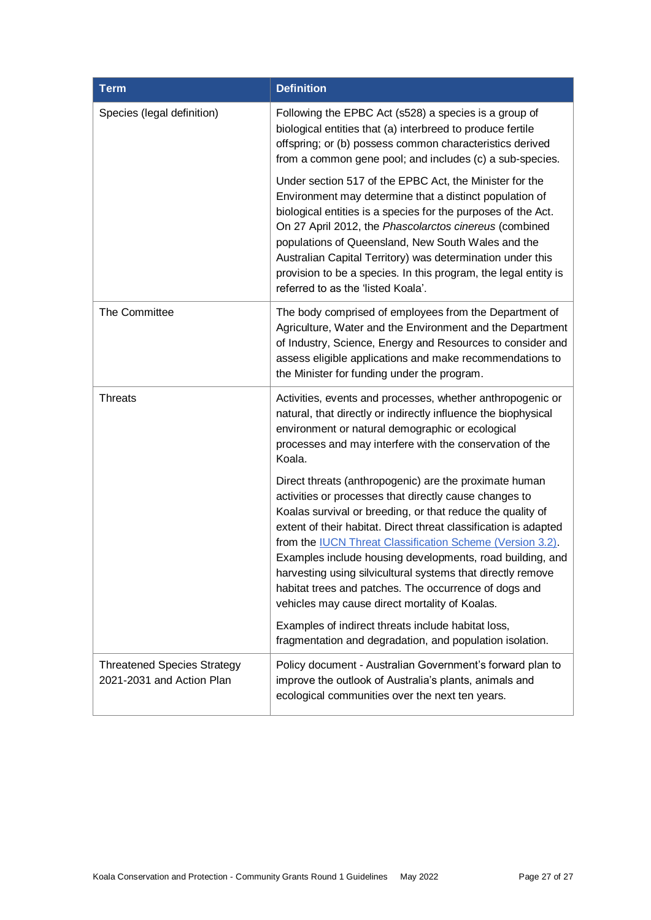| Term | Definition |
| --- | --- |
| Species (legal definition) | Following the EPBC Act (s528) a species is a group of biological entities that (a) interbreed to produce fertile offspring; or (b) possess common characteristics derived from a common gene pool; and includes (c) a sub-species.<br><br>Under section 517 of the EPBC Act, the Minister for the Environment may determine that a distinct population of biological entities is a species for the purposes of the Act. On 27 April 2012, the *Phascolarctos cinereus* (combined populations of Queensland, New South Wales and the Australian Capital Territory) was determination under this provision to be a species. In this program, the legal entity is referred to as the 'listed Koala'. |
| The Committee | The body comprised of employees from the Department of Agriculture, Water and the Environment and the Department of Industry, Science, Energy and Resources to consider and assess eligible applications and make recommendations to the Minister for funding under the program. |
| Threats | Activities, events and processes, whether anthropogenic or natural, that directly or indirectly influence the biophysical environment or natural demographic or ecological processes and may interfere with the conservation of the Koala.<br><br>Direct threats (anthropogenic) are the proximate human activities or processes that directly cause changes to Koalas survival or breeding, or that reduce the quality of extent of their habitat. Direct threat classification is adapted from the [IUCN Threat Classification Scheme (Version 3.2)](). Examples include housing developments, road building, and harvesting using silvicultural systems that directly remove habitat trees and patches. The occurrence of dogs and vehicles may cause direct mortality of Koalas.<br><br>Examples of indirect threats include habitat loss, fragmentation and degradation, and population isolation. |
| Threatened Species Strategy 2021-2031 and Action Plan | Policy document - Australian Government's forward plan to improve the outlook of Australia's plants, animals and ecological communities over the next ten years. |